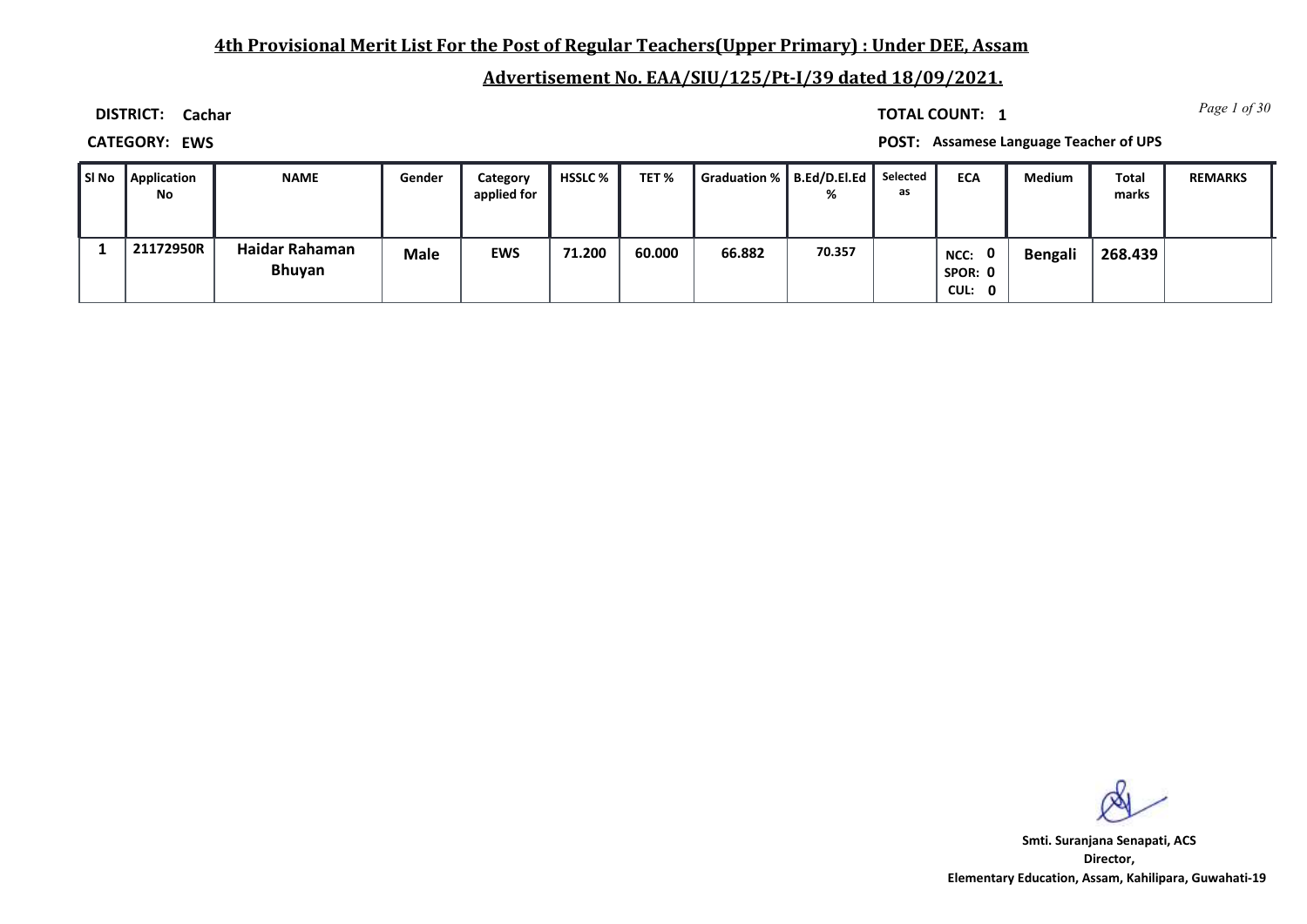## 4th Provisional Merit List For the Post of Regular Teachers(Upper Primary) : Under DEE, Assam

## Advertisement No. EAA/SIU/125/Pt-I/39 dated 18/09/2021.

**DISTRICT:** Cachar

**TOTAL COUNT:** 1

**CATEGORY:** EWS

**POST:** Assamese Language Teacher of UPS

| Sl No | Application No | NAME | Gender | Category applied for | HSSLC % | TET % | Graduation % | B.Ed/D.El.Ed % | Selected as | ECA | Medium | Total marks | REMARKS |
|---|---|---|---|---|---|---|---|---|---|---|---|---|---|
| 1 | 21172950R | Haidar Rahaman Bhuyan | Male | EWS | 71.200 | 60.000 | 66.882 | 70.357 | | NCC: 0 SPOR: 0 CUL: 0 | Bengali | 268.439 | |

**Smti. Suranjana Senapati, ACS**
**Director,**
**Elementary Education, Assam, Kahilipara, Guwahati-19**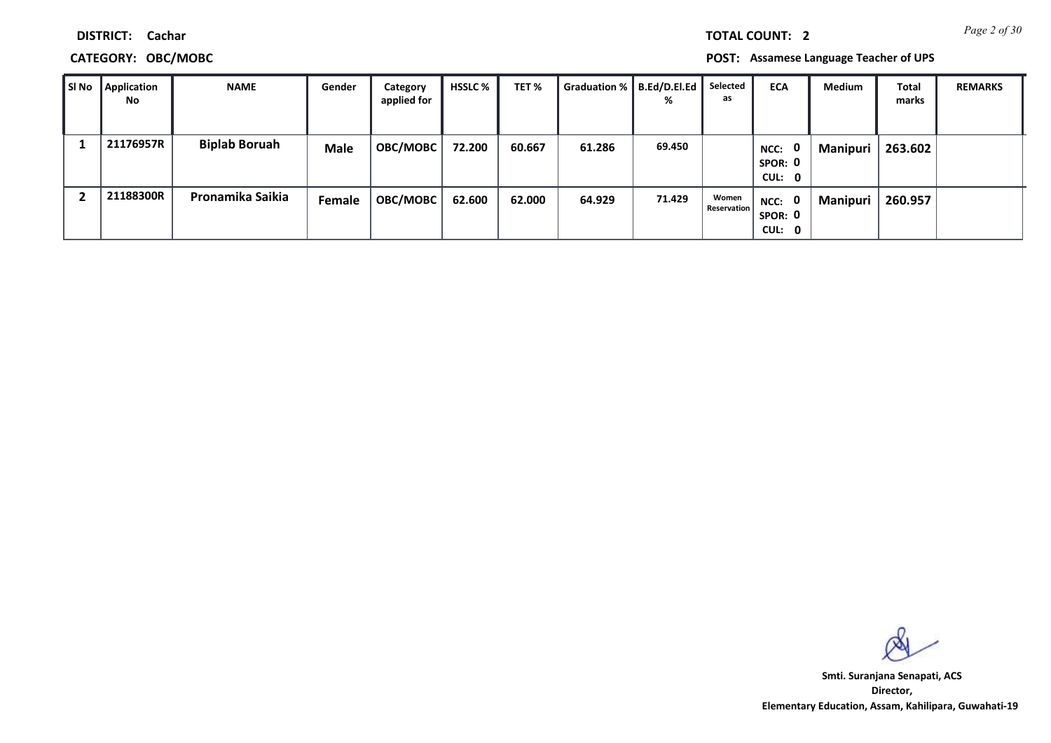**DISTRICT:** Cachar

**TOTAL COUNT:** 2

**CATEGORY:** OBC/MOBC

**POST:** Assamese Language Teacher of UPS

| Sl No | Application No | NAME | Gender | Category applied for | HSSLC % | TET % | Graduation % | B.Ed/D.El.Ed % | Selected as | ECA | Medium | Total marks | REMARKS |
|---|---|---|---|---|---|---|---|---|---|---|---|---|---|
| 1 | 21176957R | Biplab Boruah | Male | OBC/MOBC | 72.200 | 60.667 | 61.286 | 69.450 | | NCC: 0 SPOR: 0 CUL: 0 | Manipuri | 263.602 | |
| 2 | 21188300R | Pronamika Saikia | Female | OBC/MOBC | 62.600 | 62.000 | 64.929 | 71.429 | Women Reservation | NCC: 0 SPOR: 0 CUL: 0 | Manipuri | 260.957 | |

**Smti. Suranjana Senapati, ACS**
**Director,**
**Elementary Education, Assam, Kahilipara, Guwahati-19**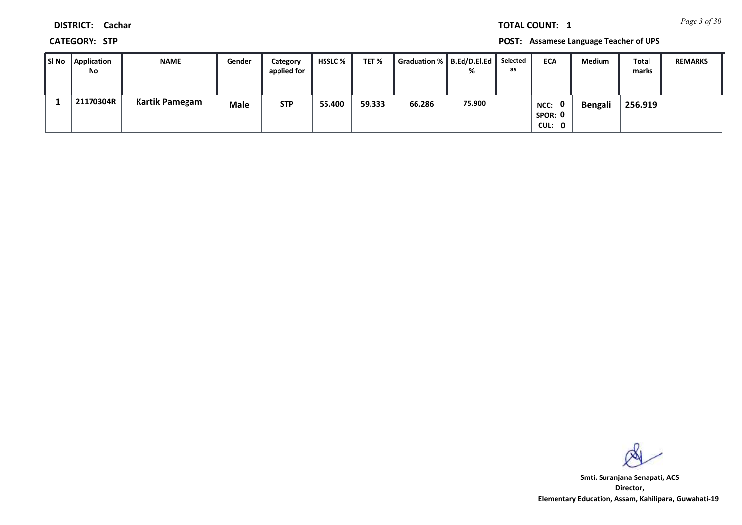**DISTRICT:** Cachar

**TOTAL COUNT:** 1

**CATEGORY:** STP

**POST:** Assamese Language Teacher of UPS

| Sl No | Application No | NAME | Gender | Category applied for | HSSLC % | TET % | Graduation % | B.Ed/D.El.Ed % | Selected as | ECA | Medium | Total marks | REMARKS |
|---|---|---|---|---|---|---|---|---|---|---|---|---|---|
| 1 | 21170304R | Kartik Pamegam | Male | STP | 55.400 | 59.333 | 66.286 | 75.900 | | NCC: 0 SPOR: 0 CUL: 0 | Bengali | 256.919 | |

Smt. Suranjana Senapati, ACS
Director,
Elementary Education, Assam, Kahilipara, Guwahati-19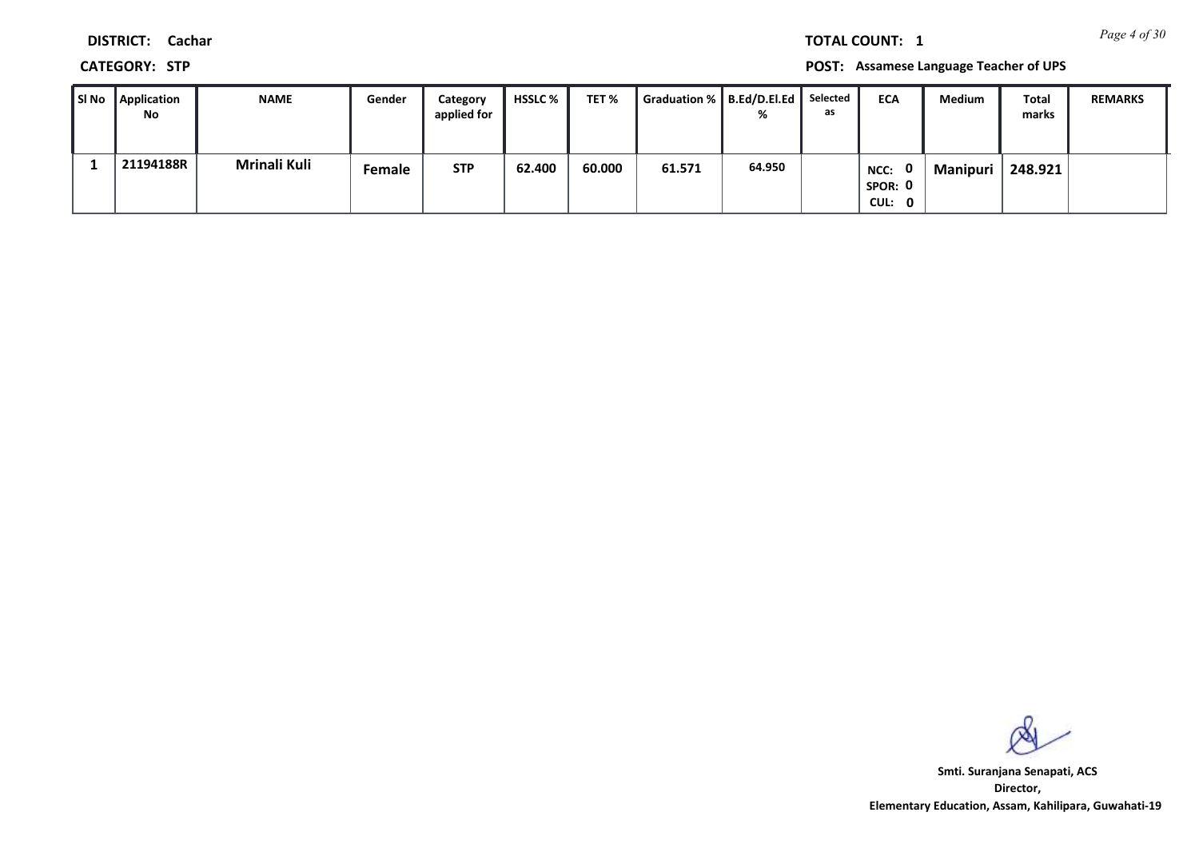**DISTRICT:** Cachar

**TOTAL COUNT:** 1

**CATEGORY:** STP

**POST:** Assamese Language Teacher of UPS

| Sl No | Application No | NAME | Gender | Category applied for | HSSLC % | TET % | Graduation % | B.Ed/D.El.Ed % | Selected as | ECA | Medium | Total marks | REMARKS |
|---|---|---|---|---|---|---|---|---|---|---|---|---|---|
| 1 | 21194188R | Mrinali Kuli | Female | STP | 62.400 | 60.000 | 61.571 | 64.950 | | NCC: 0 SPOR: 0 CUL: 0 | Manipuri | 248.921 | |

**Smt. Suranjana Senapati, ACS**
**Director,**
**Elementary Education, Assam, Kahilipara, Guwahati-19**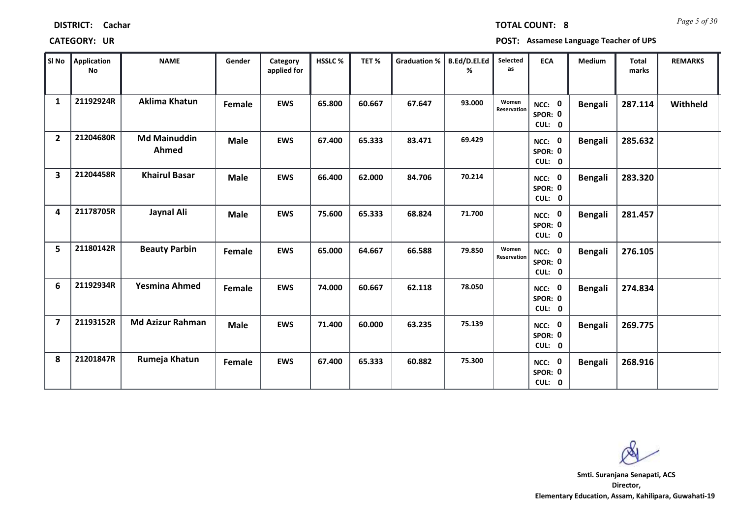**DISTRICT:** Cachar **TOTAL COUNT:** 8

**CATEGORY:** UR **POST:** Assamese Language Teacher of UPS

| Sl No | Application No | NAME | Gender | Category applied for | HSSLC % | TET % | Graduation % | B.Ed/D.El.Ed % | Selected as | ECA | Medium | Total marks | REMARKS |
|---|---|---|---|---|---|---|---|---|---|---|---|---|---|
| 1 | 21192924R | Aklima Khatun | Female | EWS | 65.800 | 60.667 | 67.647 | 93.000 | Women Reservation | NCC: 0 SPOR: 0 CUL: 0 | Bengali | 287.114 | Withheld |
| 2 | 21204680R | Md Mainuddin Ahmed | Male | EWS | 67.400 | 65.333 | 83.471 | 69.429 | | NCC: 0 SPOR: 0 CUL: 0 | Bengali | 285.632 | |
| 3 | 21204458R | Khairul Basar | Male | EWS | 66.400 | 62.000 | 84.706 | 70.214 | | NCC: 0 SPOR: 0 CUL: 0 | Bengali | 283.320 | |
| 4 | 21178705R | Jaynal Ali | Male | EWS | 75.600 | 65.333 | 68.824 | 71.700 | | NCC: 0 SPOR: 0 CUL: 0 | Bengali | 281.457 | |
| 5 | 21180142R | Beauty Parbin | Female | EWS | 65.000 | 64.667 | 66.588 | 79.850 | Women Reservation | NCC: 0 SPOR: 0 CUL: 0 | Bengali | 276.105 | |
| 6 | 21192934R | Yesmina Ahmed | Female | EWS | 74.000 | 60.667 | 62.118 | 78.050 | | NCC: 0 SPOR: 0 CUL: 0 | Bengali | 274.834 | |
| 7 | 21193152R | Md Azizur Rahman | Male | EWS | 71.400 | 60.000 | 63.235 | 75.139 | | NCC: 0 SPOR: 0 CUL: 0 | Bengali | 269.775 | |
| 8 | 21201847R | Rumeja Khatun | Female | EWS | 67.400 | 65.333 | 60.882 | 75.300 | | NCC: 0 SPOR: 0 CUL: 0 | Bengali | 268.916 | |

**Smt. Suranjana Senapati, ACS**
**Director,**
**Elementary Education, Assam, Kahilipara, Guwahati-19**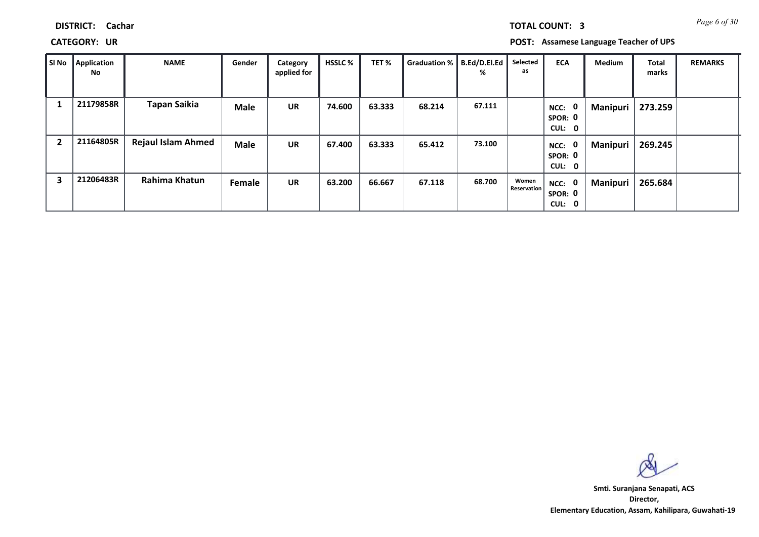**DISTRICT:** Cachar

**TOTAL COUNT:** 3

**CATEGORY:** UR

**POST:** Assamese Language Teacher of UPS

| Sl No | Application No | NAME | Gender | Category applied for | HSSLC % | TET % | Graduation % | B.Ed/D.El.Ed % | Selected as | ECA | Medium | Total marks | REMARKS |
|---|---|---|---|---|---|---|---|---|---|---|---|---|---|
| 1 | 21179858R | Tapan Saikia | Male | UR | 74.600 | 63.333 | 68.214 | 67.111 | | NCC: 0 SPOR: 0 CUL: 0 | Manipuri | 273.259 | |
| 2 | 21164805R | Rejaul Islam Ahmed | Male | UR | 67.400 | 63.333 | 65.412 | 73.100 | | NCC: 0 SPOR: 0 CUL: 0 | Manipuri | 269.245 | |
| 3 | 21206483R | Rahima Khatun | Female | UR | 63.200 | 66.667 | 67.118 | 68.700 | Women Reservation | NCC: 0 SPOR: 0 CUL: 0 | Manipuri | 265.684 | |

Smti. Suranjana Senapati, ACS
Director,
Elementary Education, Assam, Kahilipara, Guwahati-19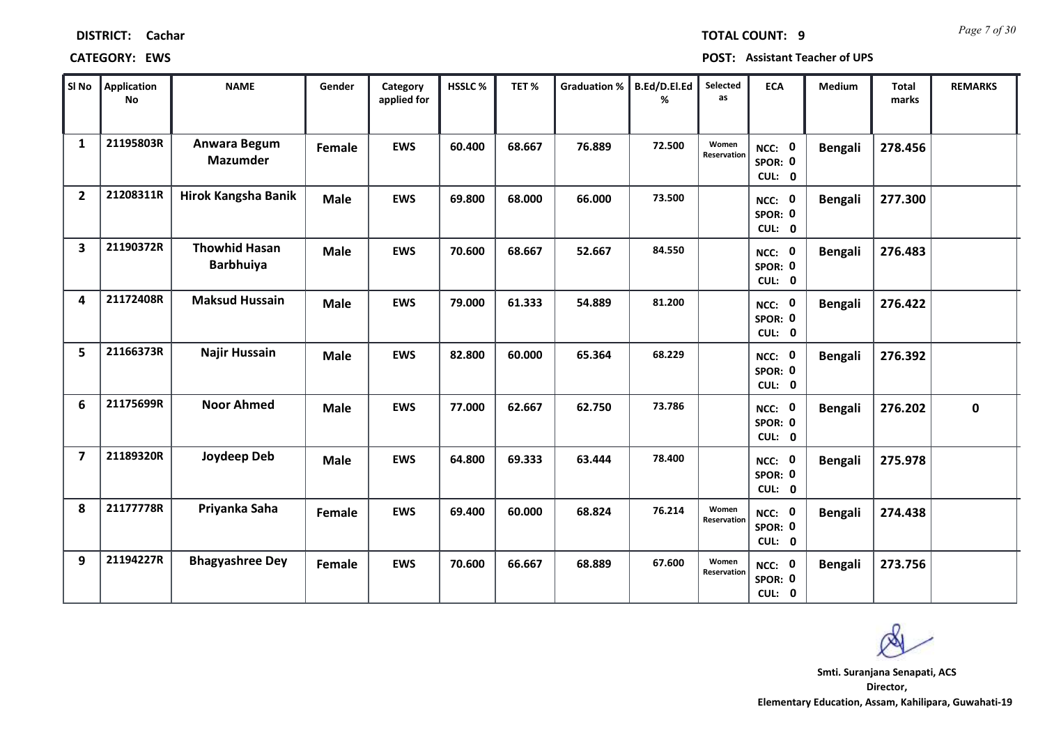**DISTRICT:** Cachar

**TOTAL COUNT:** 9

**CATEGORY:** EWS

**POST:** Assistant Teacher of UPS

| Sl No | Application No | NAME | Gender | Category applied for | HSSLC % | TET % | Graduation % | B.Ed/D.El.Ed % | Selected as | ECA | Medium | Total marks | REMARKS |
|---|---|---|---|---|---|---|---|---|---|---|---|---|---|
| 1 | 21195803R | Anwara Begum Mazumder | Female | EWS | 60.400 | 68.667 | 76.889 | 72.500 | Women Reservation | NCC: 0 SPOR: 0 CUL: 0 | Bengali | 278.456 | |
| 2 | 21208311R | Hirok Kangsha Banik | Male | EWS | 69.800 | 68.000 | 66.000 | 73.500 | | NCC: 0 SPOR: 0 CUL: 0 | Bengali | 277.300 | |
| 3 | 21190372R | Thowhid Hasan Barbhuiya | Male | EWS | 70.600 | 68.667 | 52.667 | 84.550 | | NCC: 0 SPOR: 0 CUL: 0 | Bengali | 276.483 | |
| 4 | 21172408R | Maksud Hussain | Male | EWS | 79.000 | 61.333 | 54.889 | 81.200 | | NCC: 0 SPOR: 0 CUL: 0 | Bengali | 276.422 | |
| 5 | 21166373R | Najir Hussain | Male | EWS | 82.800 | 60.000 | 65.364 | 68.229 | | NCC: 0 SPOR: 0 CUL: 0 | Bengali | 276.392 | |
| 6 | 21175699R | Noor Ahmed | Male | EWS | 77.000 | 62.667 | 62.750 | 73.786 | | NCC: 0 SPOR: 0 CUL: 0 | Bengali | 276.202 | 0 |
| 7 | 21189320R | Joydeep Deb | Male | EWS | 64.800 | 69.333 | 63.444 | 78.400 | | NCC: 0 SPOR: 0 CUL: 0 | Bengali | 275.978 | |
| 8 | 21177778R | Priyanka Saha | Female | EWS | 69.400 | 60.000 | 68.824 | 76.214 | Women Reservation | NCC: 0 SPOR: 0 CUL: 0 | Bengali | 274.438 | |
| 9 | 21194227R | Bhagyashree Dey | Female | EWS | 70.600 | 66.667 | 68.889 | 67.600 | Women Reservation | NCC: 0 SPOR: 0 CUL: 0 | Bengali | 273.756 | |

**Smti. Suranjana Senapati, ACS**
**Director,**
**Elementary Education, Assam, Kahilipara, Guwahati-19**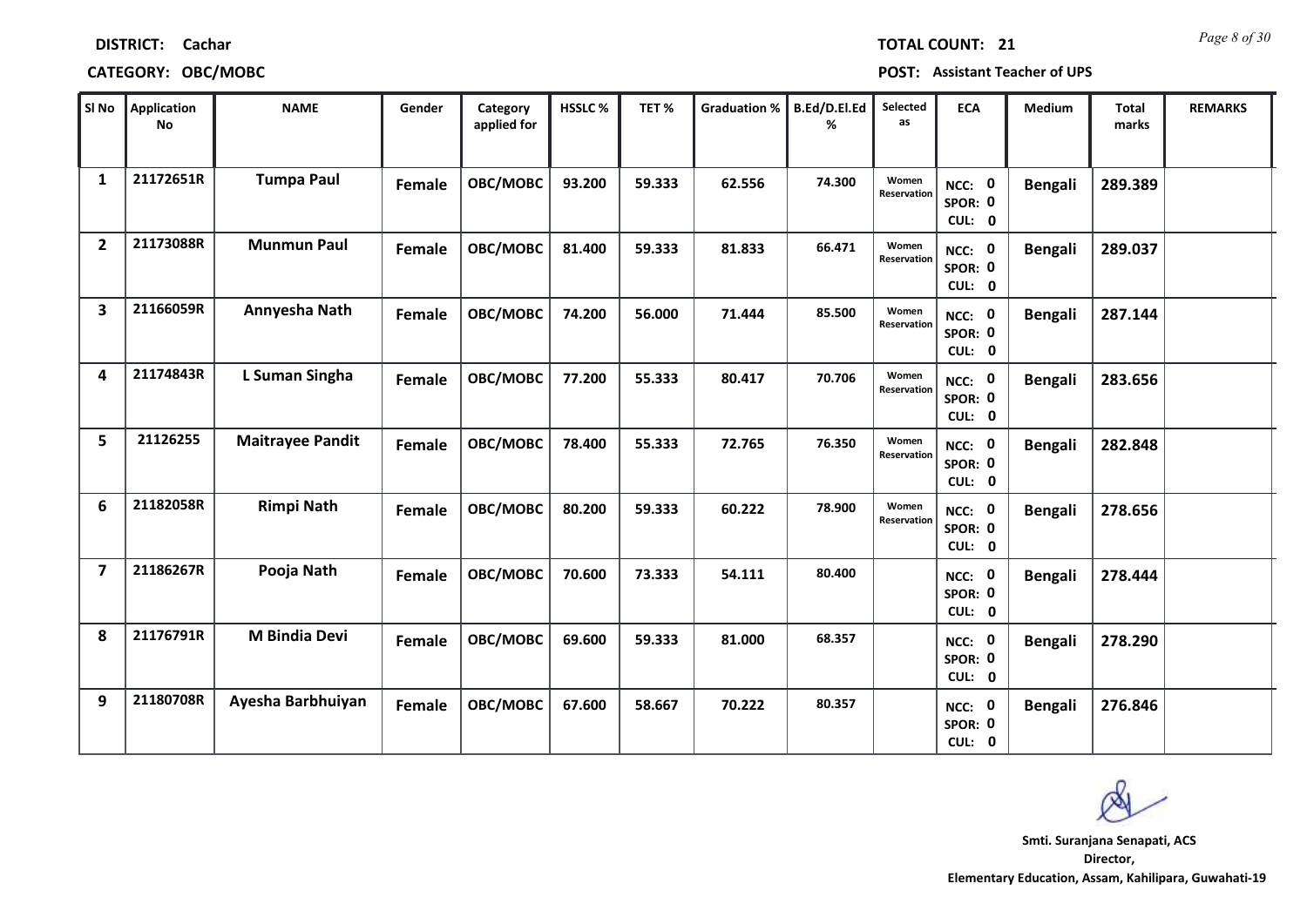**DISTRICT:** Cachar

**TOTAL COUNT:** 21

**CATEGORY:** OBC/MOBC

**POST:** Assistant Teacher of UPS

| Sl No | Application No | NAME | Gender | Category applied for | HSSLC % | TET % | Graduation % | B.Ed/D.El.Ed % | Selected as | ECA | Medium | Total marks | REMARKS |
|---|---|---|---|---|---|---|---|---|---|---|---|---|---|
| 1 | 21172651R | Tumpa Paul | Female | OBC/MOBC | 93.200 | 59.333 | 62.556 | 74.300 | Women Reservation | NCC: 0 SPOR: 0 CUL: 0 | Bengali | 289.389 | |
| 2 | 21173088R | Munmun Paul | Female | OBC/MOBC | 81.400 | 59.333 | 81.833 | 66.471 | Women Reservation | NCC: 0 SPOR: 0 CUL: 0 | Bengali | 289.037 | |
| 3 | 21166059R | Annyesha Nath | Female | OBC/MOBC | 74.200 | 56.000 | 71.444 | 85.500 | Women Reservation | NCC: 0 SPOR: 0 CUL: 0 | Bengali | 287.144 | |
| 4 | 21174843R | L Suman Singha | Female | OBC/MOBC | 77.200 | 55.333 | 80.417 | 70.706 | Women Reservation | NCC: 0 SPOR: 0 CUL: 0 | Bengali | 283.656 | |
| 5 | 21126255 | Maitrayee Pandit | Female | OBC/MOBC | 78.400 | 55.333 | 72.765 | 76.350 | Women Reservation | NCC: 0 SPOR: 0 CUL: 0 | Bengali | 282.848 | |
| 6 | 21182058R | Rimpi Nath | Female | OBC/MOBC | 80.200 | 59.333 | 60.222 | 78.900 | Women Reservation | NCC: 0 SPOR: 0 CUL: 0 | Bengali | 278.656 | |
| 7 | 21186267R | Pooja Nath | Female | OBC/MOBC | 70.600 | 73.333 | 54.111 | 80.400 | | NCC: 0 SPOR: 0 CUL: 0 | Bengali | 278.444 | |
| 8 | 21176791R | M Bindia Devi | Female | OBC/MOBC | 69.600 | 59.333 | 81.000 | 68.357 | | NCC: 0 SPOR: 0 CUL: 0 | Bengali | 278.290 | |
| 9 | 21180708R | Ayesha Barbhuiyan | Female | OBC/MOBC | 67.600 | 58.667 | 70.222 | 80.357 | | NCC: 0 SPOR: 0 CUL: 0 | Bengali | 276.846 | |

Smti. Suranjana Senapati, ACS
Director,
Elementary Education, Assam, Kahilipara, Guwahati-19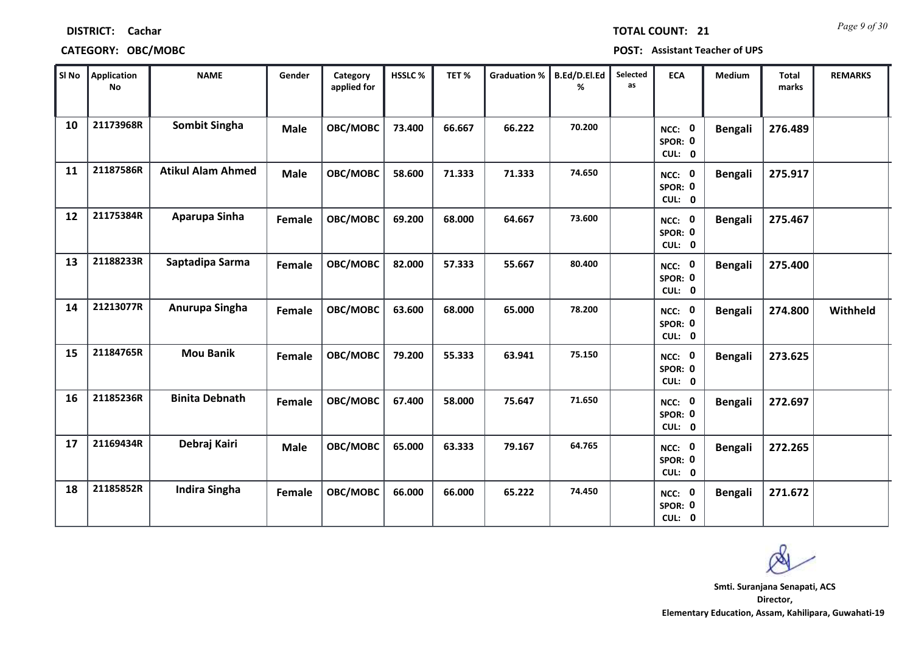**DISTRICT:** Cachar

**TOTAL COUNT:** 21

**CATEGORY:** OBC/MOBC

**POST:** Assistant Teacher of UPS

| Sl No | Application No | NAME | Gender | Category applied for | HSSLC % | TET % | Graduation % | B.Ed/D.El.Ed % | Selected as | ECA | Medium | Total marks | REMARKS |
|---|---|---|---|---|---|---|---|---|---|---|---|---|---|
| 10 | 21173968R | Sombit Singha | Male | OBC/MOBC | 73.400 | 66.667 | 66.222 | 70.200 | | NCC: 0 SPOR: 0 CUL: 0 | Bengali | 276.489 | |
| 11 | 21187586R | Atikul Alam Ahmed | Male | OBC/MOBC | 58.600 | 71.333 | 71.333 | 74.650 | | NCC: 0 SPOR: 0 CUL: 0 | Bengali | 275.917 | |
| 12 | 21175384R | Aparupa Sinha | Female | OBC/MOBC | 69.200 | 68.000 | 64.667 | 73.600 | | NCC: 0 SPOR: 0 CUL: 0 | Bengali | 275.467 | |
| 13 | 21188233R | Saptadipa Sarma | Female | OBC/MOBC | 82.000 | 57.333 | 55.667 | 80.400 | | NCC: 0 SPOR: 0 CUL: 0 | Bengali | 275.400 | |
| 14 | 21213077R | Anurupa Singha | Female | OBC/MOBC | 63.600 | 68.000 | 65.000 | 78.200 | | NCC: 0 SPOR: 0 CUL: 0 | Bengali | 274.800 | Withheld |
| 15 | 21184765R | Mou Banik | Female | OBC/MOBC | 79.200 | 55.333 | 63.941 | 75.150 | | NCC: 0 SPOR: 0 CUL: 0 | Bengali | 273.625 | |
| 16 | 21185236R | Binita Debnath | Female | OBC/MOBC | 67.400 | 58.000 | 75.647 | 71.650 | | NCC: 0 SPOR: 0 CUL: 0 | Bengali | 272.697 | |
| 17 | 21169434R | Debraj Kairi | Male | OBC/MOBC | 65.000 | 63.333 | 79.167 | 64.765 | | NCC: 0 SPOR: 0 CUL: 0 | Bengali | 272.265 | |
| 18 | 21185852R | Indira Singha | Female | OBC/MOBC | 66.000 | 66.000 | 65.222 | 74.450 | | NCC: 0 SPOR: 0 CUL: 0 | Bengali | 271.672 | |

**Smti. Suranjana Senapati, ACS**
**Director,**
**Elementary Education, Assam, Kahilipara, Guwahati-19**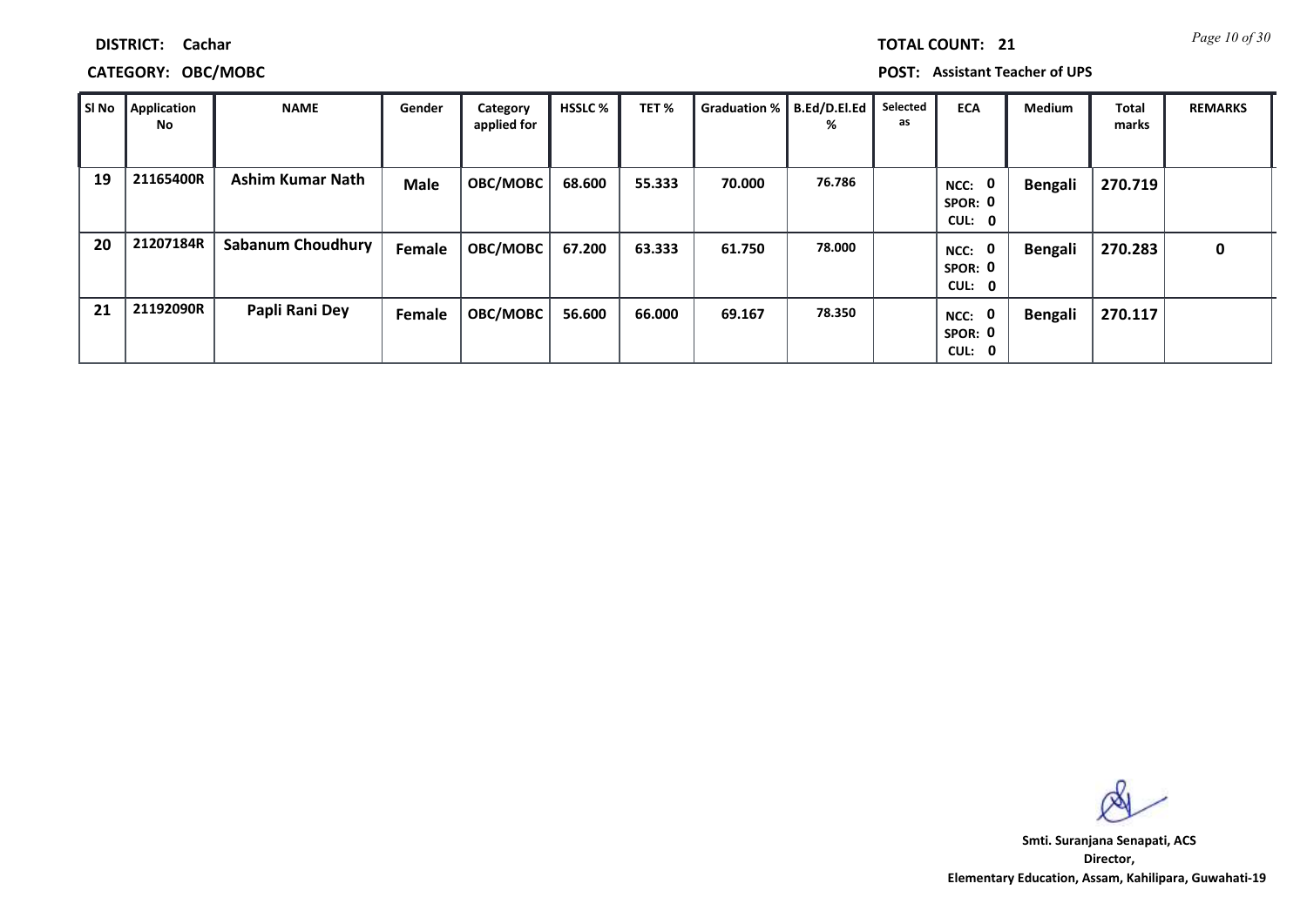**DISTRICT:** Cachar

**TOTAL COUNT:** 21

**CATEGORY:** OBC/MOBC

**POST:** Assistant Teacher of UPS

| Sl No | Application No | NAME | Gender | Category applied for | HSSLC % | TET % | Graduation % | B.Ed/D.El.Ed % | Selected as | ECA | Medium | Total marks | REMARKS |
|---|---|---|---|---|---|---|---|---|---|---|---|---|---|
| 19 | 21165400R | Ashim Kumar Nath | Male | OBC/MOBC | 68.600 | 55.333 | 70.000 | 76.786 | | NCC: 0 SPOR: 0 CUL: 0 | Bengali | 270.719 | |
| 20 | 21207184R | Sabanum Choudhury | Female | OBC/MOBC | 67.200 | 63.333 | 61.750 | 78.000 | | NCC: 0 SPOR: 0 CUL: 0 | Bengali | 270.283 | 0 |
| 21 | 21192090R | Papli Rani Dey | Female | OBC/MOBC | 56.600 | 66.000 | 69.167 | 78.350 | | NCC: 0 SPOR: 0 CUL: 0 | Bengali | 270.117 | |

**Smti. Suranjana Senapati, ACS**
**Director,**
**Elementary Education, Assam, Kahilipara, Guwahati-19**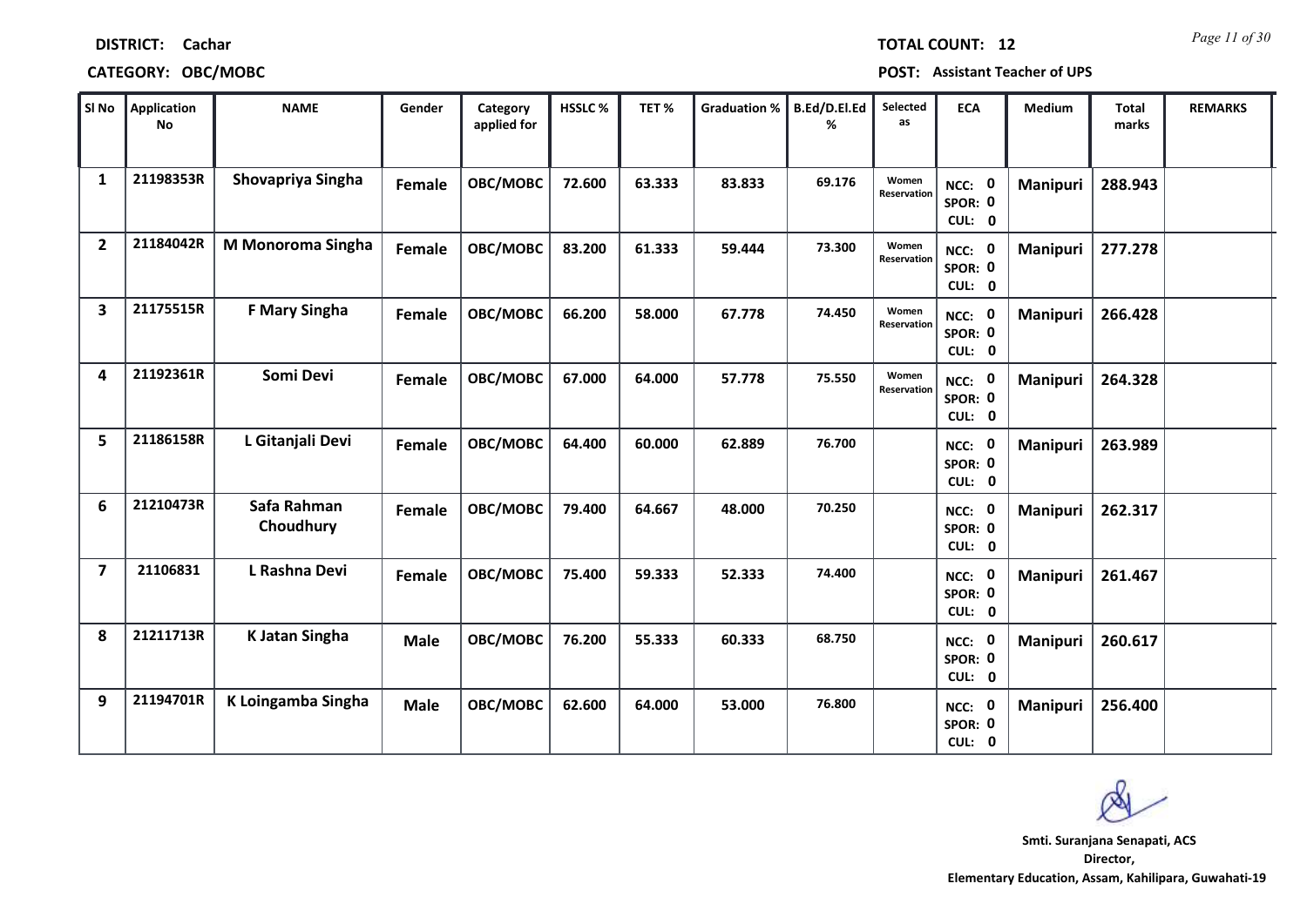**DISTRICT:** Cachar **TOTAL COUNT:** 12

**CATEGORY:** OBC/MOBC **POST:** Assistant Teacher of UPS

| Sl No | Application No | NAME | Gender | Category applied for | HSSLC % | TET % | Graduation % | B.Ed/D.El.Ed % | Selected as | ECA | Medium | Total marks | REMARKS |
|---|---|---|---|---|---|---|---|---|---|---|---|---|---|
| 1 | 21198353R | Shovapriya Singha | Female | OBC/MOBC | 72.600 | 63.333 | 83.833 | 69.176 | Women Reservation | NCC: 0 SPOR: 0 CUL: 0 | Manipuri | 288.943 | |
| 2 | 21184042R | M Monoroma Singha | Female | OBC/MOBC | 83.200 | 61.333 | 59.444 | 73.300 | Women Reservation | NCC: 0 SPOR: 0 CUL: 0 | Manipuri | 277.278 | |
| 3 | 21175515R | F Mary Singha | Female | OBC/MOBC | 66.200 | 58.000 | 67.778 | 74.450 | Women Reservation | NCC: 0 SPOR: 0 CUL: 0 | Manipuri | 266.428 | |
| 4 | 21192361R | Somi Devi | Female | OBC/MOBC | 67.000 | 64.000 | 57.778 | 75.550 | Women Reservation | NCC: 0 SPOR: 0 CUL: 0 | Manipuri | 264.328 | |
| 5 | 21186158R | L Gitanjali Devi | Female | OBC/MOBC | 64.400 | 60.000 | 62.889 | 76.700 | | NCC: 0 SPOR: 0 CUL: 0 | Manipuri | 263.989 | |
| 6 | 21210473R | Safa Rahman Choudhury | Female | OBC/MOBC | 79.400 | 64.667 | 48.000 | 70.250 | | NCC: 0 SPOR: 0 CUL: 0 | Manipuri | 262.317 | |
| 7 | 21106831 | L Rashna Devi | Female | OBC/MOBC | 75.400 | 59.333 | 52.333 | 74.400 | | NCC: 0 SPOR: 0 CUL: 0 | Manipuri | 261.467 | |
| 8 | 21211713R | K Jatan Singha | Male | OBC/MOBC | 76.200 | 55.333 | 60.333 | 68.750 | | NCC: 0 SPOR: 0 CUL: 0 | Manipuri | 260.617 | |
| 9 | 21194701R | K Loingamba Singha | Male | OBC/MOBC | 62.600 | 64.000 | 53.000 | 76.800 | | NCC: 0 SPOR: 0 CUL: 0 | Manipuri | 256.400 | |

**Smti. Suranjana Senapati, ACS**
**Director,**
**Elementary Education, Assam, Kahilipara, Guwahati-19**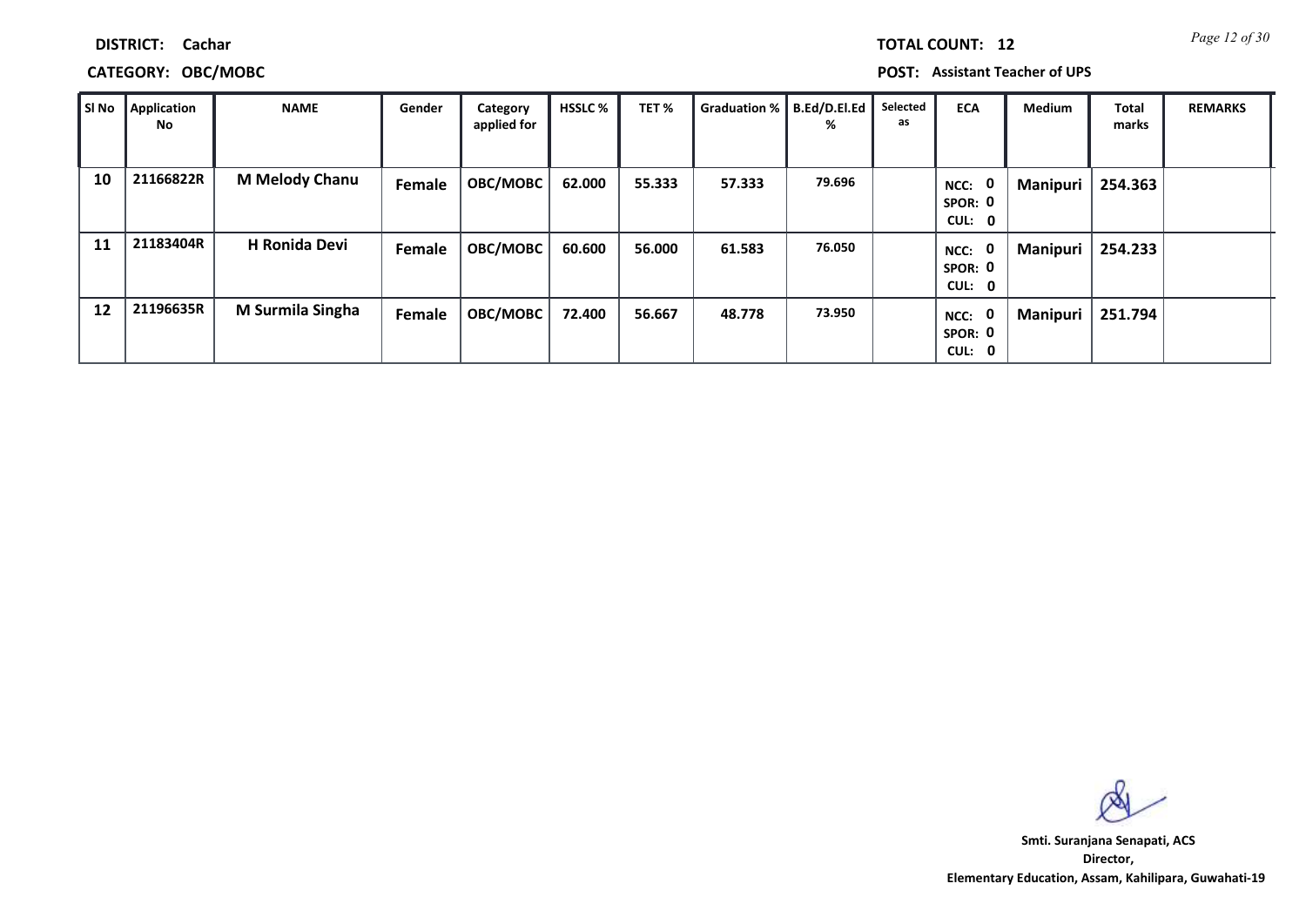**DISTRICT:** Cachar

**TOTAL COUNT:** 12

**CATEGORY:** OBC/MOBC

**POST:** Assistant Teacher of UPS

| Sl No | Application No | NAME | Gender | Category applied for | HSSLC % | TET % | Graduation % | B.Ed/D.El.Ed % | Selected as | ECA | Medium | Total marks | REMARKS |
|---|---|---|---|---|---|---|---|---|---|---|---|---|---|
| 10 | 21166822R | M Melody Chanu | Female | OBC/MOBC | 62.000 | 55.333 | 57.333 | 79.696 | | NCC: 0 SPOR: 0 CUL: 0 | Manipuri | 254.363 | |
| 11 | 21183404R | H Ronida Devi | Female | OBC/MOBC | 60.600 | 56.000 | 61.583 | 76.050 | | NCC: 0 SPOR: 0 CUL: 0 | Manipuri | 254.233 | |
| 12 | 21196635R | M Surmila Singha | Female | OBC/MOBC | 72.400 | 56.667 | 48.778 | 73.950 | | NCC: 0 SPOR: 0 CUL: 0 | Manipuri | 251.794 | |

**Smti. Suranjana Senapati, ACS**
**Director,**
**Elementary Education, Assam, Kahilipara, Guwahati-19**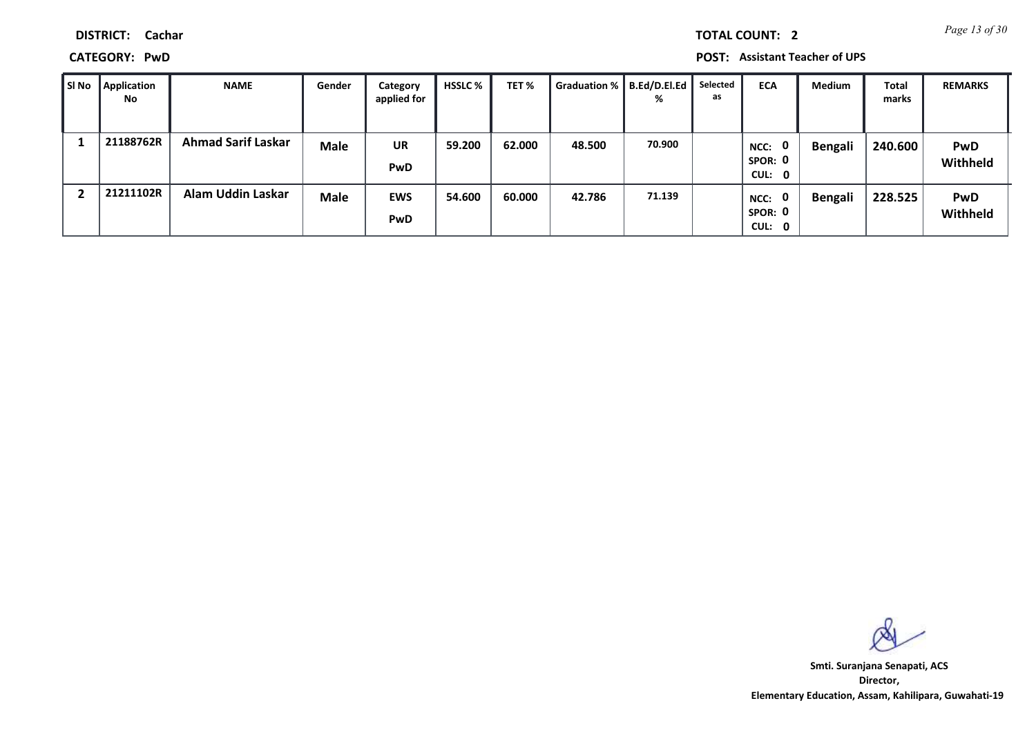**DISTRICT:** Cachar

**TOTAL COUNT:** 2

**CATEGORY:** PwD

**POST:** Assistant Teacher of UPS

| Sl No | Application No | NAME | Gender | Category applied for | HSSLC % | TET % | Graduation % | B.Ed/D.El.Ed % | Selected as | ECA | Medium | Total marks | REMARKS |
|---|---|---|---|---|---|---|---|---|---|---|---|---|---|
| 1 | 21188762R | Ahmad Sarif Laskar | Male | UR PwD | 59.200 | 62.000 | 48.500 | 70.900 | | NCC: 0 SPOR: 0 CUL: 0 | Bengali | 240.600 | PwD Withheld |
| 2 | 21211102R | Alam Uddin Laskar | Male | EWS PwD | 54.600 | 60.000 | 42.786 | 71.139 | | NCC: 0 SPOR: 0 CUL: 0 | Bengali | 228.525 | PwD Withheld |

Smti. Suranjana Senapati, ACS
Director,
Elementary Education, Assam, Kahilipara, Guwahati-19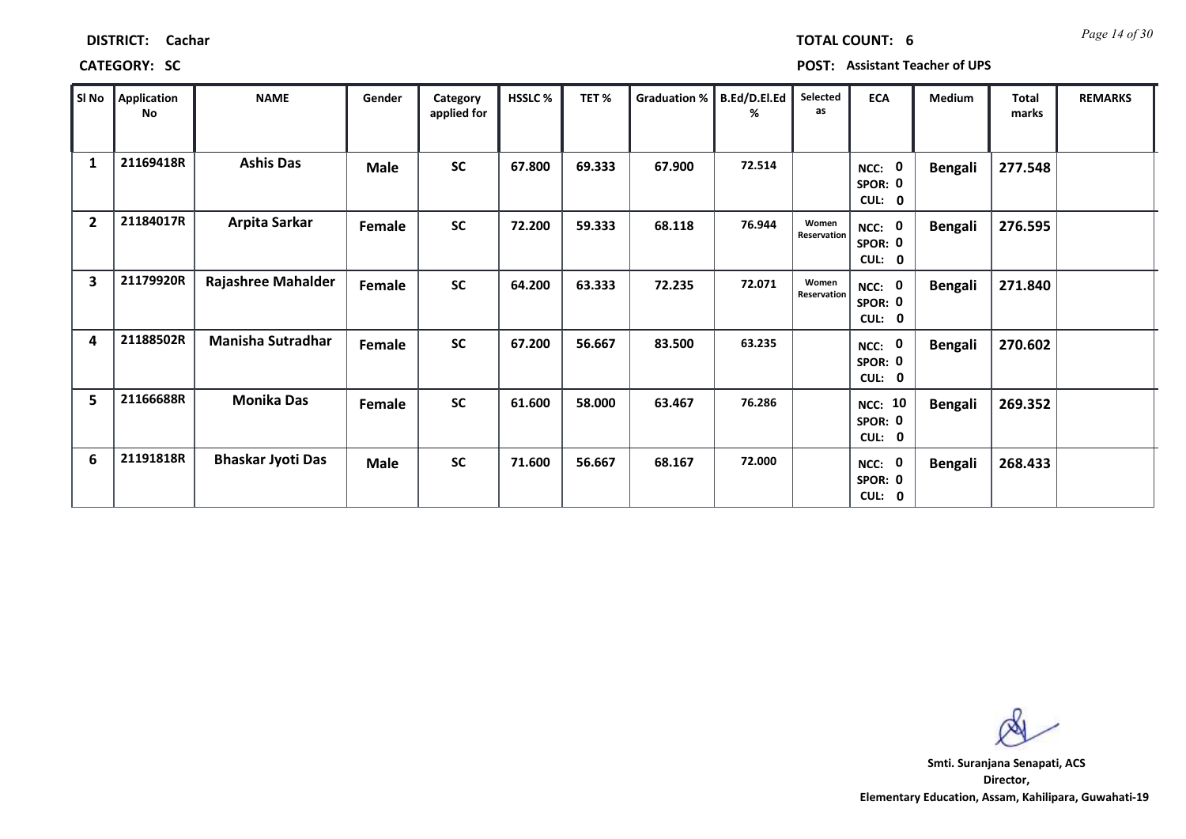**DISTRICT:** Cachar

**TOTAL COUNT:** 6

**CATEGORY:** SC

**POST:** Assistant Teacher of UPS

| Sl No | Application No | NAME | Gender | Category applied for | HSSLC % | TET % | Graduation % | B.Ed/D.El.Ed % | Selected as | ECA | Medium | Total marks | REMARKS |
|---|---|---|---|---|---|---|---|---|---|---|---|---|---|
| 1 | 21169418R | Ashis Das | Male | SC | 67.800 | 69.333 | 67.900 | 72.514 | | NCC: 0 SPOR: 0 CUL: 0 | Bengali | 277.548 | |
| 2 | 21184017R | Arpita Sarkar | Female | SC | 72.200 | 59.333 | 68.118 | 76.944 | Women Reservation | NCC: 0 SPOR: 0 CUL: 0 | Bengali | 276.595 | |
| 3 | 21179920R | Rajashree Mahalder | Female | SC | 64.200 | 63.333 | 72.235 | 72.071 | Women Reservation | NCC: 0 SPOR: 0 CUL: 0 | Bengali | 271.840 | |
| 4 | 21188502R | Manisha Sutradhar | Female | SC | 67.200 | 56.667 | 83.500 | 63.235 | | NCC: 0 SPOR: 0 CUL: 0 | Bengali | 270.602 | |
| 5 | 21166688R | Monika Das | Female | SC | 61.600 | 58.000 | 63.467 | 76.286 | | NCC: 10 SPOR: 0 CUL: 0 | Bengali | 269.352 | |
| 6 | 21191818R | Bhaskar Jyoti Das | Male | SC | 71.600 | 56.667 | 68.167 | 72.000 | | NCC: 0 SPOR: 0 CUL: 0 | Bengali | 268.433 | |

**Smti. Suranjana Senapati, ACS**
**Director,**
**Elementary Education, Assam, Kahilipara, Guwahati-19**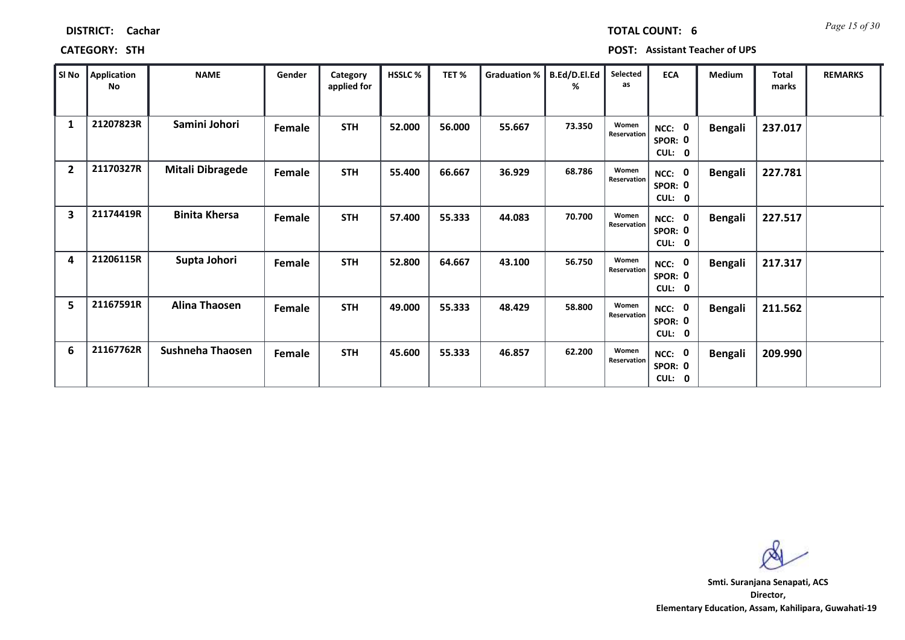**DISTRICT: Cachar** **TOTAL COUNT: 6**

**CATEGORY: STH** **POST: Assistant Teacher of UPS**

| Sl No | Application No | NAME | Gender | Category applied for | HSSLC % | TET % | Graduation % | B.Ed/D.El.Ed % | Selected as | ECA | Medium | Total marks | REMARKS |
|---|---|---|---|---|---|---|---|---|---|---|---|---|---|
| 1 | 21207823R | Samini Johori | Female | STH | 52.000 | 56.000 | 55.667 | 73.350 | Women Reservation | NCC: 0 SPOR: 0 CUL: 0 | Bengali | 237.017 | |
| 2 | 21170327R | Mitali Dibragede | Female | STH | 55.400 | 66.667 | 36.929 | 68.786 | Women Reservation | NCC: 0 SPOR: 0 CUL: 0 | Bengali | 227.781 | |
| 3 | 21174419R | Binita Khersa | Female | STH | 57.400 | 55.333 | 44.083 | 70.700 | Women Reservation | NCC: 0 SPOR: 0 CUL: 0 | Bengali | 227.517 | |
| 4 | 21206115R | Supta Johori | Female | STH | 52.800 | 64.667 | 43.100 | 56.750 | Women Reservation | NCC: 0 SPOR: 0 CUL: 0 | Bengali | 217.317 | |
| 5 | 21167591R | Alina Thaosen | Female | STH | 49.000 | 55.333 | 48.429 | 58.800 | Women Reservation | NCC: 0 SPOR: 0 CUL: 0 | Bengali | 211.562 | |
| 6 | 21167762R | Sushneha Thaosen | Female | STH | 45.600 | 55.333 | 46.857 | 62.200 | Women Reservation | NCC: 0 SPOR: 0 CUL: 0 | Bengali | 209.990 | |

**Smt. Suranjana Senapati, ACS**
**Director,**
**Elementary Education, Assam, Kahilipara, Guwahati-19**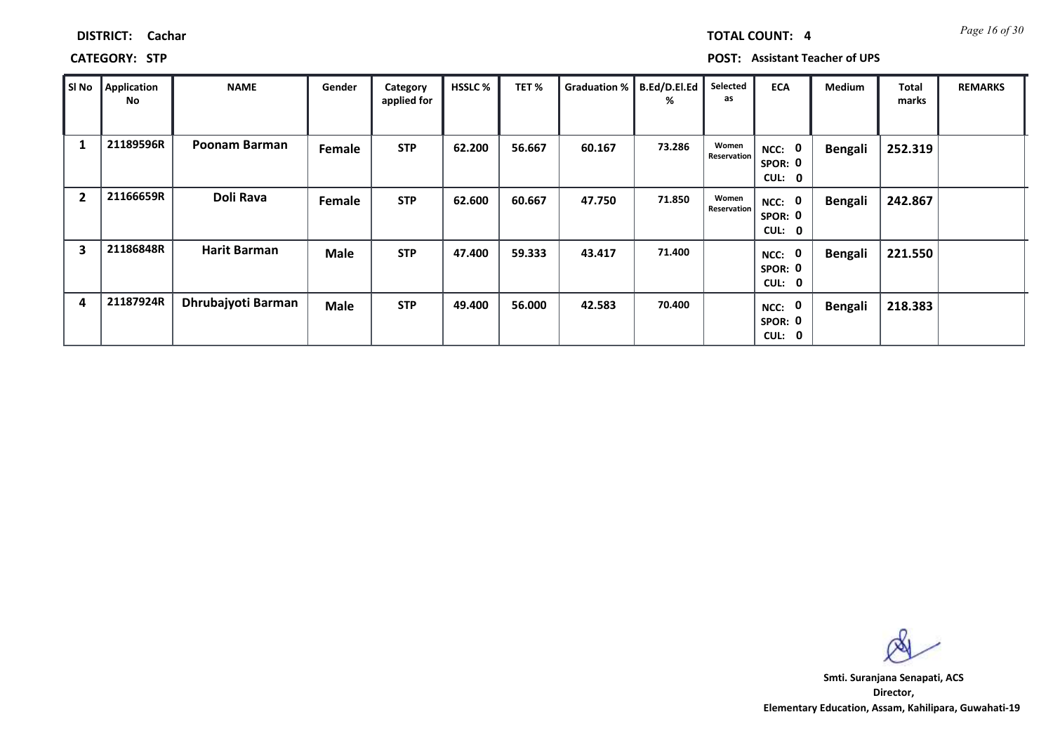**DISTRICT:** Cachar

**TOTAL COUNT:** 4

**CATEGORY:** STP

**POST:** Assistant Teacher of UPS

| Sl No | Application No | NAME | Gender | Category applied for | HSSLC % | TET % | Graduation % | B.Ed/D.El.Ed % | Selected as | ECA | Medium | Total marks | REMARKS |
|---|---|---|---|---|---|---|---|---|---|---|---|---|---|
| 1 | 21189596R | Poonam Barman | Female | STP | 62.200 | 56.667 | 60.167 | 73.286 | Women Reservation | NCC: 0 SPOR: 0 CUL: 0 | Bengali | 252.319 | |
| 2 | 21166659R | Doli Rava | Female | STP | 62.600 | 60.667 | 47.750 | 71.850 | Women Reservation | NCC: 0 SPOR: 0 CUL: 0 | Bengali | 242.867 | |
| 3 | 21186848R | Harit Barman | Male | STP | 47.400 | 59.333 | 43.417 | 71.400 | | NCC: 0 SPOR: 0 CUL: 0 | Bengali | 221.550 | |
| 4 | 21187924R | Dhrubajyoti Barman | Male | STP | 49.400 | 56.000 | 42.583 | 70.400 | | NCC: 0 SPOR: 0 CUL: 0 | Bengali | 218.383 | |

**Smti. Suranjana Senapati, ACS**
**Director,**
**Elementary Education, Assam, Kahilipara, Guwahati-19**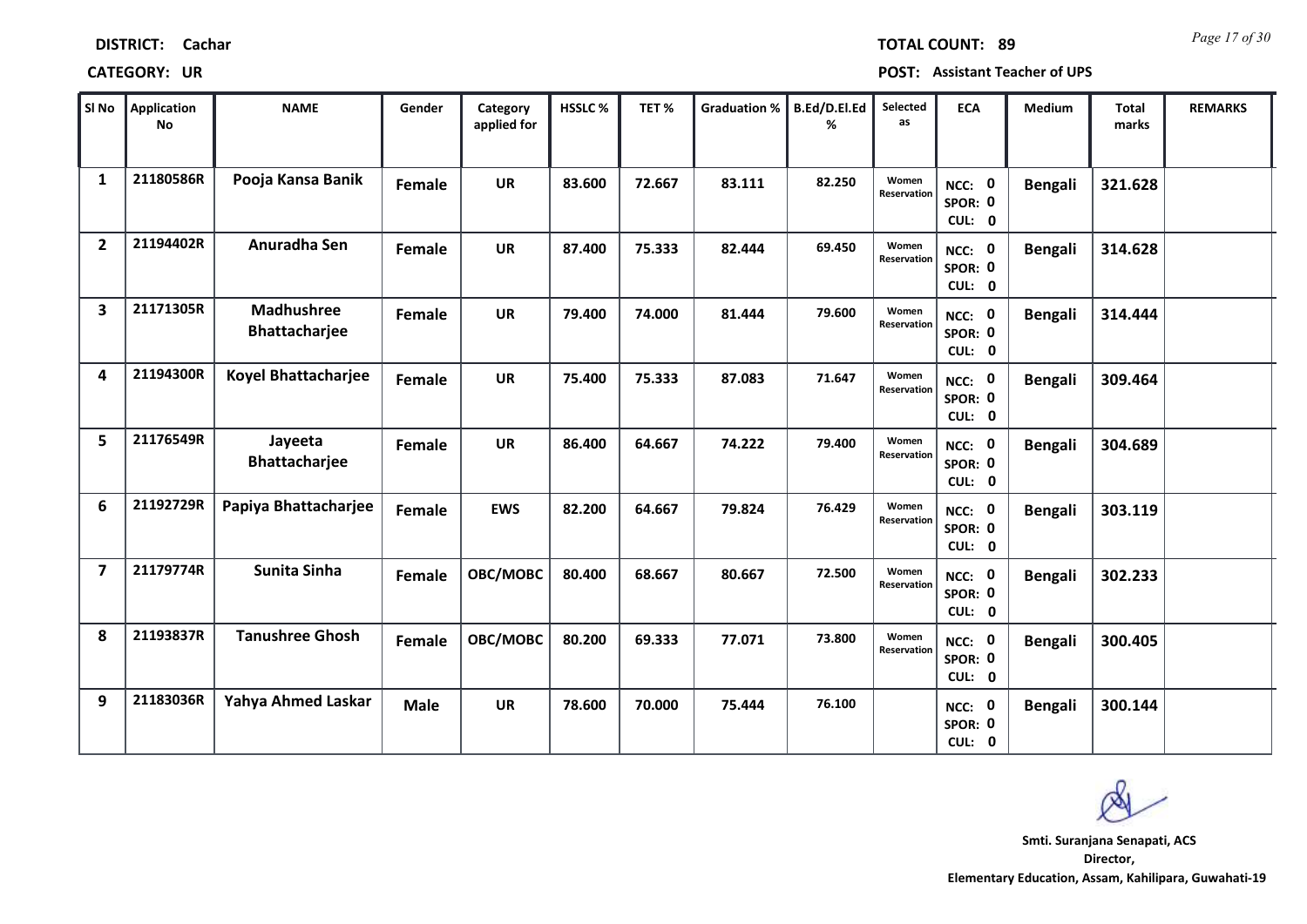**DISTRICT:** Cachar

**TOTAL COUNT:** 89

**CATEGORY:** UR

**POST:** Assistant Teacher of UPS

| Sl No | Application No | NAME | Gender | Category applied for | HSSLC % | TET % | Graduation % | B.Ed/D.El.Ed % | Selected as | ECA | Medium | Total marks | REMARKS |
|---|---|---|---|---|---|---|---|---|---|---|---|---|---|
| 1 | 21180586R | Pooja Kansa Banik | Female | UR | 83.600 | 72.667 | 83.111 | 82.250 | Women Reservation | NCC: 0 SPOR: 0 CUL: 0 | Bengali | 321.628 | |
| 2 | 21194402R | Anuradha Sen | Female | UR | 87.400 | 75.333 | 82.444 | 69.450 | Women Reservation | NCC: 0 SPOR: 0 CUL: 0 | Bengali | 314.628 | |
| 3 | 21171305R | Madhushree Bhattacharjee | Female | UR | 79.400 | 74.000 | 81.444 | 79.600 | Women Reservation | NCC: 0 SPOR: 0 CUL: 0 | Bengali | 314.444 | |
| 4 | 21194300R | Koyel Bhattacharjee | Female | UR | 75.400 | 75.333 | 87.083 | 71.647 | Women Reservation | NCC: 0 SPOR: 0 CUL: 0 | Bengali | 309.464 | |
| 5 | 21176549R | Jayeeta Bhattacharjee | Female | UR | 86.400 | 64.667 | 74.222 | 79.400 | Women Reservation | NCC: 0 SPOR: 0 CUL: 0 | Bengali | 304.689 | |
| 6 | 21192729R | Papiya Bhattacharjee | Female | EWS | 82.200 | 64.667 | 79.824 | 76.429 | Women Reservation | NCC: 0 SPOR: 0 CUL: 0 | Bengali | 303.119 | |
| 7 | 21179774R | Sunita Sinha | Female | OBC/MOBC | 80.400 | 68.667 | 80.667 | 72.500 | Women Reservation | NCC: 0 SPOR: 0 CUL: 0 | Bengali | 302.233 | |
| 8 | 21193837R | Tanushree Ghosh | Female | OBC/MOBC | 80.200 | 69.333 | 77.071 | 73.800 | Women Reservation | NCC: 0 SPOR: 0 CUL: 0 | Bengali | 300.405 | |
| 9 | 21183036R | Yahya Ahmed Laskar | Male | UR | 78.600 | 70.000 | 75.444 | 76.100 | | NCC: 0 SPOR: 0 CUL: 0 | Bengali | 300.144 | |

**Smt. Suranjana Senapati, ACS**
**Director,**
**Elementary Education, Assam, Kahilipara, Guwahati-19**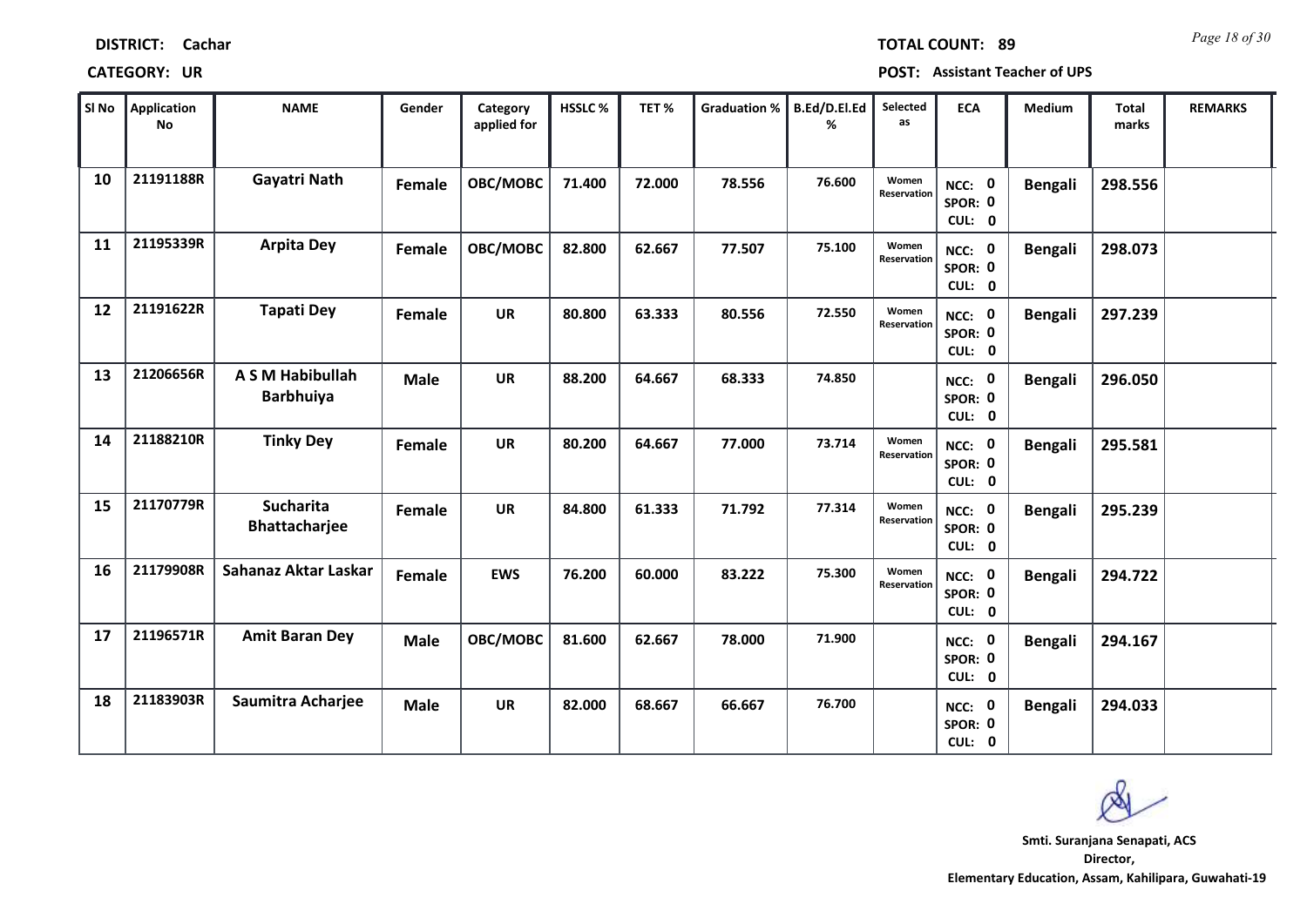**DISTRICT: Cachar**

**TOTAL COUNT: 89**

**CATEGORY: UR**

**POST: Assistant Teacher of UPS**

| Sl No | Application No | NAME | Gender | Category applied for | HSSLC % | TET % | Graduation % | B.Ed/D.El.Ed % | Selected as | ECA | Medium | Total marks | REMARKS |
|---|---|---|---|---|---|---|---|---|---|---|---|---|---|
| 10 | 21191188R | Gayatri Nath | Female | OBC/MOBC | 71.400 | 72.000 | 78.556 | 76.600 | Women Reservation | NCC: 0 SPOR: 0 CUL: 0 | Bengali | 298.556 | |
| 11 | 21195339R | Arpita Dey | Female | OBC/MOBC | 82.800 | 62.667 | 77.507 | 75.100 | Women Reservation | NCC: 0 SPOR: 0 CUL: 0 | Bengali | 298.073 | |
| 12 | 21191622R | Tapati Dey | Female | UR | 80.800 | 63.333 | 80.556 | 72.550 | Women Reservation | NCC: 0 SPOR: 0 CUL: 0 | Bengali | 297.239 | |
| 13 | 21206656R | A S M Habibullah Barbhuiya | Male | UR | 88.200 | 64.667 | 68.333 | 74.850 | | NCC: 0 SPOR: 0 CUL: 0 | Bengali | 296.050 | |
| 14 | 21188210R | Tinky Dey | Female | UR | 80.200 | 64.667 | 77.000 | 73.714 | Women Reservation | NCC: 0 SPOR: 0 CUL: 0 | Bengali | 295.581 | |
| 15 | 21170779R | Sucharita Bhattacharjee | Female | UR | 84.800 | 61.333 | 71.792 | 77.314 | Women Reservation | NCC: 0 SPOR: 0 CUL: 0 | Bengali | 295.239 | |
| 16 | 21179908R | Sahanaz Aktar Laskar | Female | EWS | 76.200 | 60.000 | 83.222 | 75.300 | Women Reservation | NCC: 0 SPOR: 0 CUL: 0 | Bengali | 294.722 | |
| 17 | 21196571R | Amit Baran Dey | Male | OBC/MOBC | 81.600 | 62.667 | 78.000 | 71.900 | | NCC: 0 SPOR: 0 CUL: 0 | Bengali | 294.167 | |
| 18 | 21183903R | Saumitra Acharjee | Male | UR | 82.000 | 68.667 | 66.667 | 76.700 | | NCC: 0 SPOR: 0 CUL: 0 | Bengali | 294.033 | |

**Smti. Suranjana Senapati, ACS**
**Director,**
**Elementary Education, Assam, Kahilipara, Guwahati-19**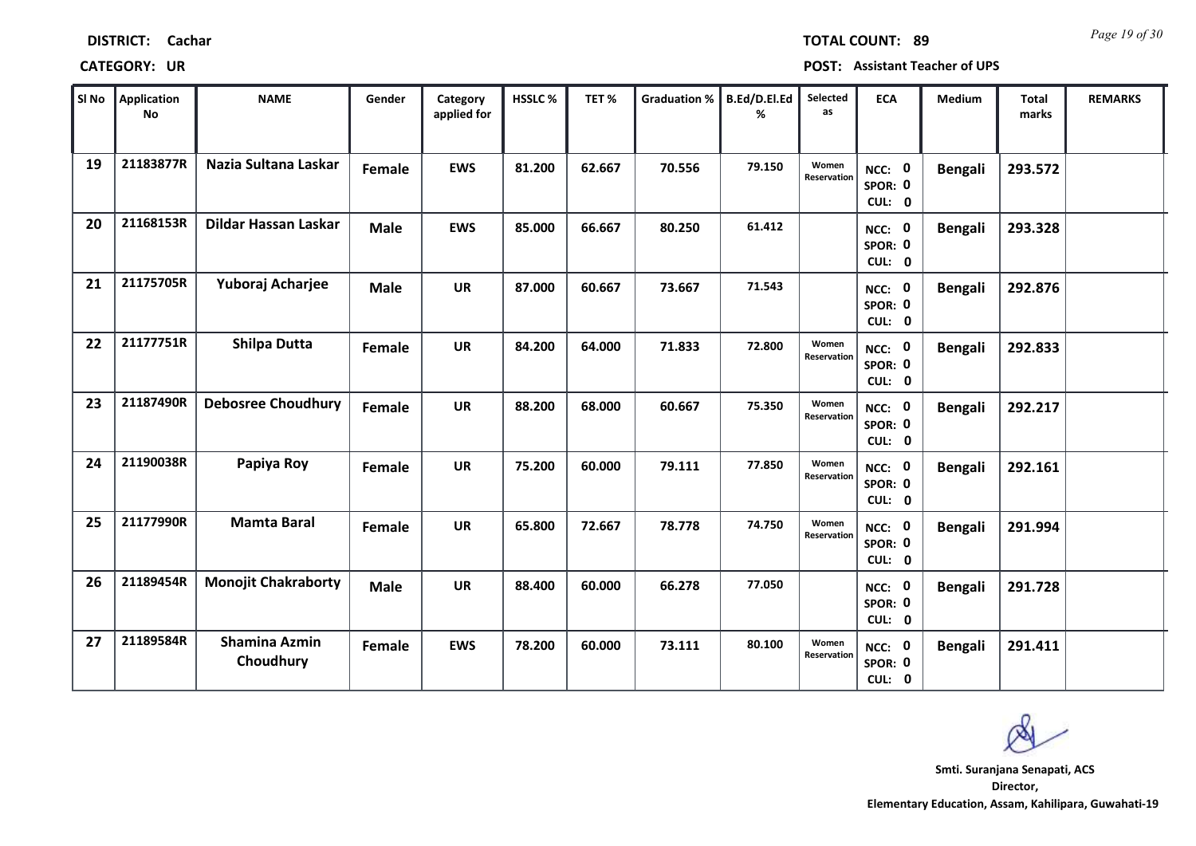**DISTRICT:** Cachar

**TOTAL COUNT:** 89

**CATEGORY:** UR

**POST:** Assistant Teacher of UPS

| Sl No | Application No | NAME | Gender | Category applied for | HSSLC % | TET % | Graduation % | B.Ed/D.El.Ed % | Selected as | ECA | Medium | Total marks | REMARKS |
|---|---|---|---|---|---|---|---|---|---|---|---|---|---|
| 19 | 21183877R | Nazia Sultana Laskar | Female | EWS | 81.200 | 62.667 | 70.556 | 79.150 | Women Reservation | NCC: 0 SPOR: 0 CUL: 0 | Bengali | 293.572 | |
| 20 | 21168153R | Dildar Hassan Laskar | Male | EWS | 85.000 | 66.667 | 80.250 | 61.412 | | NCC: 0 SPOR: 0 CUL: 0 | Bengali | 293.328 | |
| 21 | 21175705R | Yuboraj Acharjee | Male | UR | 87.000 | 60.667 | 73.667 | 71.543 | | NCC: 0 SPOR: 0 CUL: 0 | Bengali | 292.876 | |
| 22 | 21177751R | Shilpa Dutta | Female | UR | 84.200 | 64.000 | 71.833 | 72.800 | Women Reservation | NCC: 0 SPOR: 0 CUL: 0 | Bengali | 292.833 | |
| 23 | 21187490R | Debosree Choudhury | Female | UR | 88.200 | 68.000 | 60.667 | 75.350 | Women Reservation | NCC: 0 SPOR: 0 CUL: 0 | Bengali | 292.217 | |
| 24 | 21190038R | Papiya Roy | Female | UR | 75.200 | 60.000 | 79.111 | 77.850 | Women Reservation | NCC: 0 SPOR: 0 CUL: 0 | Bengali | 292.161 | |
| 25 | 21177990R | Mamta Baral | Female | UR | 65.800 | 72.667 | 78.778 | 74.750 | Women Reservation | NCC: 0 SPOR: 0 CUL: 0 | Bengali | 291.994 | |
| 26 | 21189454R | Monojit Chakraborty | Male | UR | 88.400 | 60.000 | 66.278 | 77.050 | | NCC: 0 SPOR: 0 CUL: 0 | Bengali | 291.728 | |
| 27 | 21189584R | Shamina Azmin Choudhury | Female | EWS | 78.200 | 60.000 | 73.111 | 80.100 | Women Reservation | NCC: 0 SPOR: 0 CUL: 0 | Bengali | 291.411 | |

Smti. Suranjana Senapati, ACS
Director,
Elementary Education, Assam, Kahilipara, Guwahati-19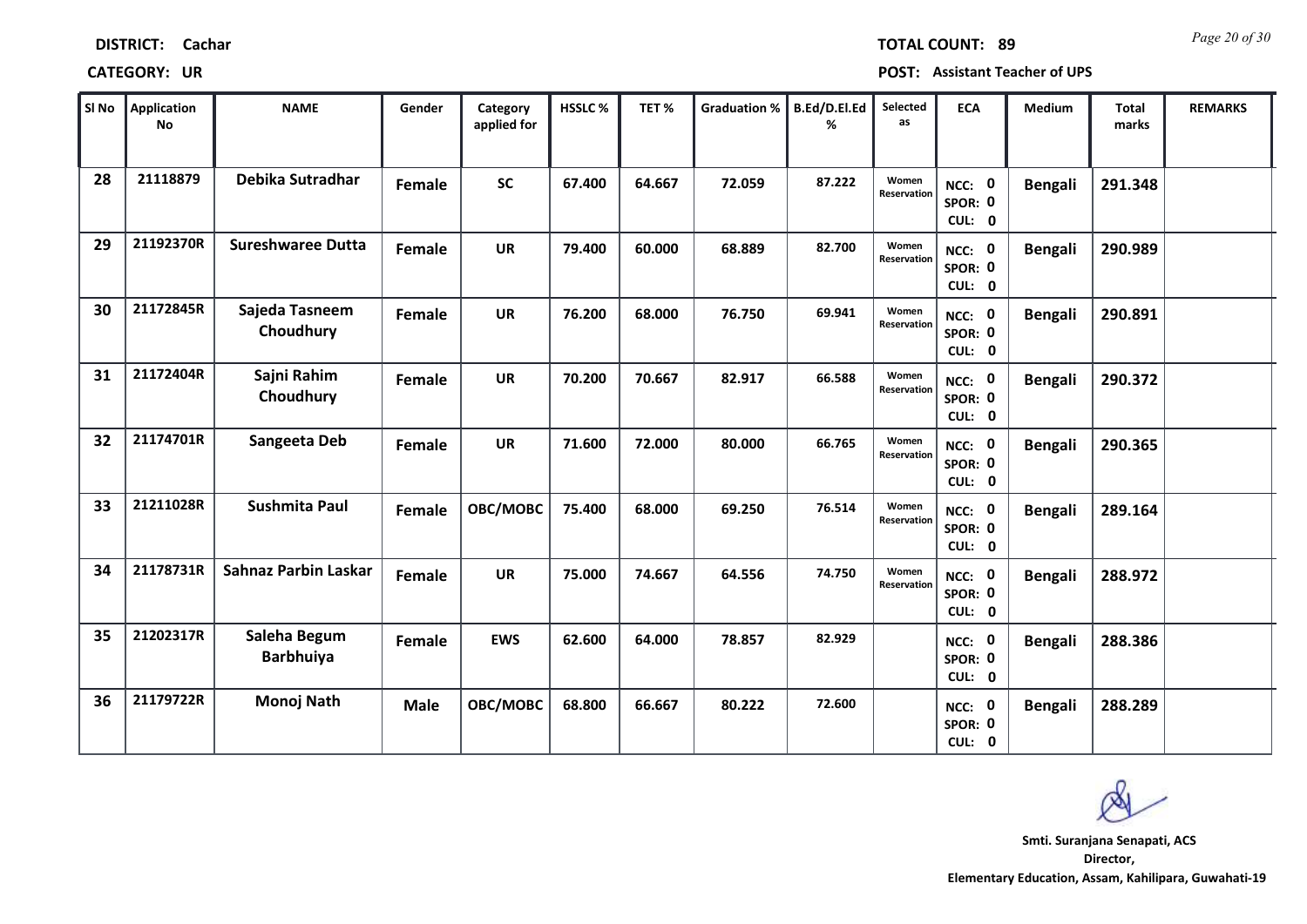**DISTRICT:** Cachar **TOTAL COUNT:** 89

**CATEGORY:** UR **POST:** Assistant Teacher of UPS

| Sl No | Application No | NAME | Gender | Category applied for | HSSLC % | TET % | Graduation % | B.Ed/D.El.Ed % | Selected as | ECA | Medium | Total marks | REMARKS |
|---|---|---|---|---|---|---|---|---|---|---|---|---|---|
| 28 | 21118879 | Debika Sutradhar | Female | SC | 67.400 | 64.667 | 72.059 | 87.222 | Women Reservation | NCC: 0 SPOR: 0 CUL: 0 | Bengali | 291.348 | |
| 29 | 21192370R | Sureshwaree Dutta | Female | UR | 79.400 | 60.000 | 68.889 | 82.700 | Women Reservation | NCC: 0 SPOR: 0 CUL: 0 | Bengali | 290.989 | |
| 30 | 21172845R | Sajeda Tasneem Choudhury | Female | UR | 76.200 | 68.000 | 76.750 | 69.941 | Women Reservation | NCC: 0 SPOR: 0 CUL: 0 | Bengali | 290.891 | |
| 31 | 21172404R | Sajni Rahim Choudhury | Female | UR | 70.200 | 70.667 | 82.917 | 66.588 | Women Reservation | NCC: 0 SPOR: 0 CUL: 0 | Bengali | 290.372 | |
| 32 | 21174701R | Sangeeta Deb | Female | UR | 71.600 | 72.000 | 80.000 | 66.765 | Women Reservation | NCC: 0 SPOR: 0 CUL: 0 | Bengali | 290.365 | |
| 33 | 21211028R | Sushmita Paul | Female | OBC/MOBC | 75.400 | 68.000 | 69.250 | 76.514 | Women Reservation | NCC: 0 SPOR: 0 CUL: 0 | Bengali | 289.164 | |
| 34 | 21178731R | Sahnaz Parbin Laskar | Female | UR | 75.000 | 74.667 | 64.556 | 74.750 | Women Reservation | NCC: 0 SPOR: 0 CUL: 0 | Bengali | 288.972 | |
| 35 | 21202317R | Saleha Begum Barbhuiya | Female | EWS | 62.600 | 64.000 | 78.857 | 82.929 | | NCC: 0 SPOR: 0 CUL: 0 | Bengali | 288.386 | |
| 36 | 21179722R | Monoj Nath | Male | OBC/MOBC | 68.800 | 66.667 | 80.222 | 72.600 | | NCC: 0 SPOR: 0 CUL: 0 | Bengali | 288.289 | |

**Smti. Suranjana Senapati, ACS**
**Director,**
**Elementary Education, Assam, Kahilipara, Guwahati-19**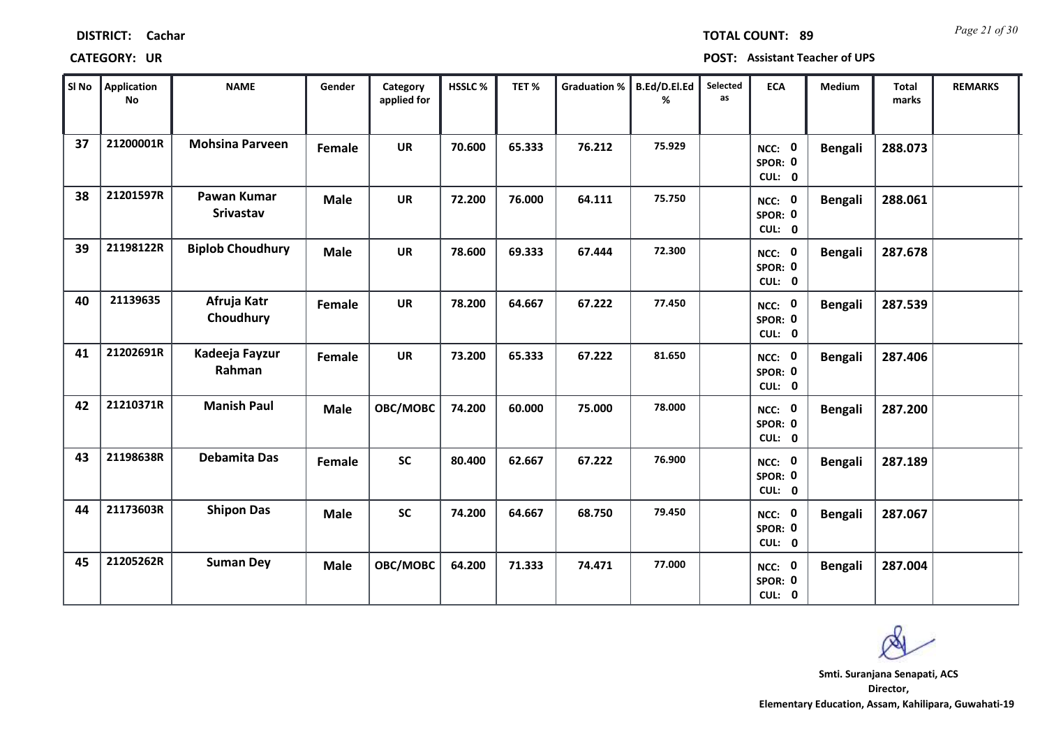**DISTRICT:** Cachar **TOTAL COUNT:** 89

**CATEGORY:** UR **POST:** Assistant Teacher of UPS

| Sl No | Application No | NAME | Gender | Category applied for | HSSLC % | TET % | Graduation % | B.Ed/D.El.Ed % | Selected as | ECA | Medium | Total marks | REMARKS |
|---|---|---|---|---|---|---|---|---|---|---|---|---|---|
| 37 | 21200001R | Mohsina Parveen | Female | UR | 70.600 | 65.333 | 76.212 | 75.929 | | NCC: 0 SPOR: 0 CUL: 0 | Bengali | 288.073 | |
| 38 | 21201597R | Pawan Kumar Srivastav | Male | UR | 72.200 | 76.000 | 64.111 | 75.750 | | NCC: 0 SPOR: 0 CUL: 0 | Bengali | 288.061 | |
| 39 | 21198122R | Biplob Choudhury | Male | UR | 78.600 | 69.333 | 67.444 | 72.300 | | NCC: 0 SPOR: 0 CUL: 0 | Bengali | 287.678 | |
| 40 | 21139635 | Afruja Katr Choudhury | Female | UR | 78.200 | 64.667 | 67.222 | 77.450 | | NCC: 0 SPOR: 0 CUL: 0 | Bengali | 287.539 | |
| 41 | 21202691R | Kadeeja Fayzur Rahman | Female | UR | 73.200 | 65.333 | 67.222 | 81.650 | | NCC: 0 SPOR: 0 CUL: 0 | Bengali | 287.406 | |
| 42 | 21210371R | Manish Paul | Male | OBC/MOBC | 74.200 | 60.000 | 75.000 | 78.000 | | NCC: 0 SPOR: 0 CUL: 0 | Bengali | 287.200 | |
| 43 | 21198638R | Debamita Das | Female | SC | 80.400 | 62.667 | 67.222 | 76.900 | | NCC: 0 SPOR: 0 CUL: 0 | Bengali | 287.189 | |
| 44 | 21173603R | Shipon Das | Male | SC | 74.200 | 64.667 | 68.750 | 79.450 | | NCC: 0 SPOR: 0 CUL: 0 | Bengali | 287.067 | |
| 45 | 21205262R | Suman Dey | Male | OBC/MOBC | 64.200 | 71.333 | 74.471 | 77.000 | | NCC: 0 SPOR: 0 CUL: 0 | Bengali | 287.004 | |

**Smt. Suranjana Senapati, ACS**
**Director,**
**Elementary Education, Assam, Kahilipara, Guwahati-19**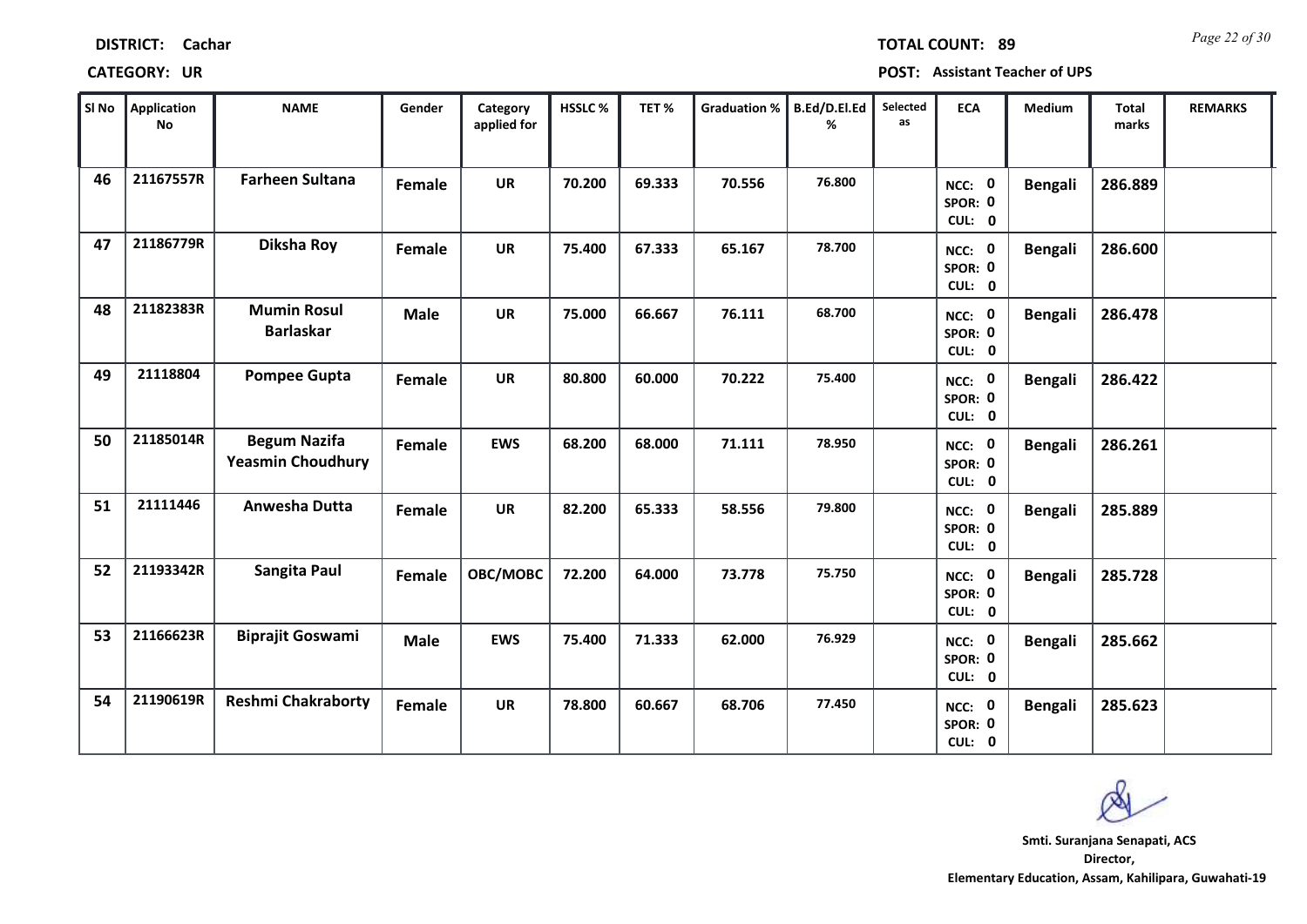**DISTRICT:** Cachar

**CATEGORY:** UR

**TOTAL COUNT:** 89

**POST:** Assistant Teacher of UPS

| Sl No | Application No | NAME | Gender | Category applied for | HSSLC % | TET % | Graduation % | B.Ed/D.El.Ed % | Selected as | ECA | Medium | Total marks | REMARKS |
|---|---|---|---|---|---|---|---|---|---|---|---|---|---|
| 46 | 21167557R | Farheen Sultana | Female | UR | 70.200 | 69.333 | 70.556 | 76.800 | | NCC: 0 SPOR: 0 CUL: 0 | Bengali | 286.889 | |
| 47 | 21186779R | Diksha Roy | Female | UR | 75.400 | 67.333 | 65.167 | 78.700 | | NCC: 0 SPOR: 0 CUL: 0 | Bengali | 286.600 | |
| 48 | 21182383R | Mumin Rosul Barlaskar | Male | UR | 75.000 | 66.667 | 76.111 | 68.700 | | NCC: 0 SPOR: 0 CUL: 0 | Bengali | 286.478 | |
| 49 | 21118804 | Pompee Gupta | Female | UR | 80.800 | 60.000 | 70.222 | 75.400 | | NCC: 0 SPOR: 0 CUL: 0 | Bengali | 286.422 | |
| 50 | 21185014R | Begum Nazifa Yeasmin Choudhury | Female | EWS | 68.200 | 68.000 | 71.111 | 78.950 | | NCC: 0 SPOR: 0 CUL: 0 | Bengali | 286.261 | |
| 51 | 21111446 | Anwesha Dutta | Female | UR | 82.200 | 65.333 | 58.556 | 79.800 | | NCC: 0 SPOR: 0 CUL: 0 | Bengali | 285.889 | |
| 52 | 21193342R | Sangita Paul | Female | OBC/MOBC | 72.200 | 64.000 | 73.778 | 75.750 | | NCC: 0 SPOR: 0 CUL: 0 | Bengali | 285.728 | |
| 53 | 21166623R | Biprajit Goswami | Male | EWS | 75.400 | 71.333 | 62.000 | 76.929 | | NCC: 0 SPOR: 0 CUL: 0 | Bengali | 285.662 | |
| 54 | 21190619R | Reshmi Chakraborty | Female | UR | 78.800 | 60.667 | 68.706 | 77.450 | | NCC: 0 SPOR: 0 CUL: 0 | Bengali | 285.623 | |

**Smti. Suranjana Senapati, ACS**
**Director,**
**Elementary Education, Assam, Kahilipara, Guwahati-19**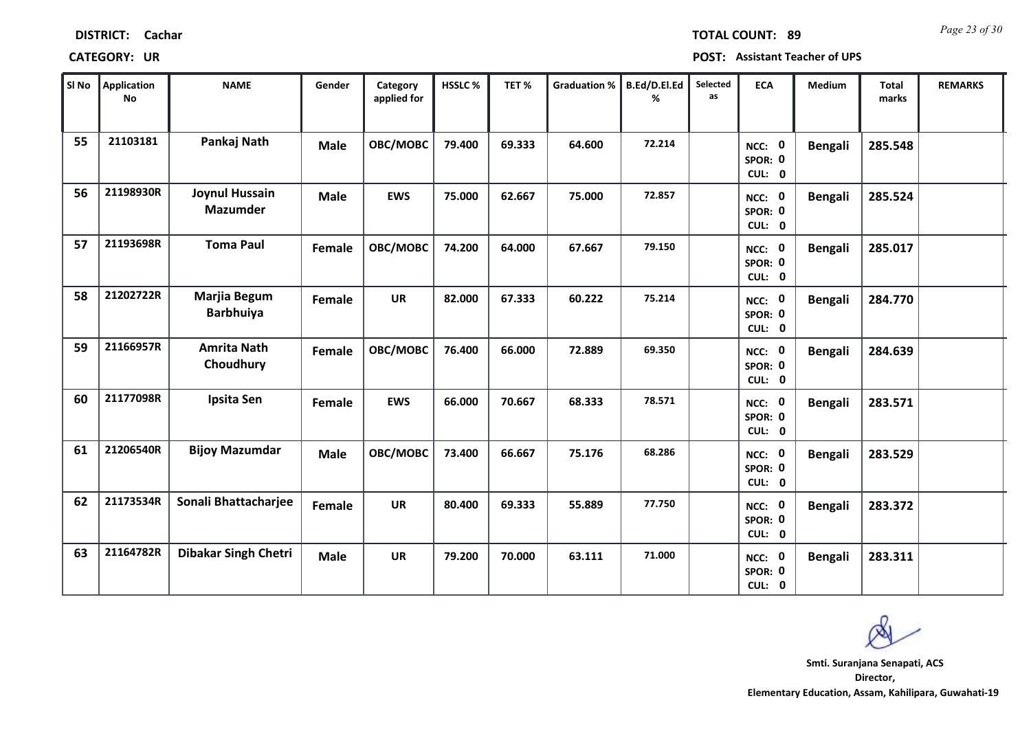**DISTRICT:** Cachar

**TOTAL COUNT:** 89

**CATEGORY:** UR

**POST:** Assistant Teacher of UPS

| Sl No | Application No | NAME | Gender | Category applied for | HSSLC % | TET % | Graduation % | B.Ed/D.El.Ed % | Selected as | ECA | Medium | Total marks | REMARKS |
|---|---|---|---|---|---|---|---|---|---|---|---|---|---|
| 55 | 21103181 | Pankaj Nath | Male | OBC/MOBC | 79.400 | 69.333 | 64.600 | 72.214 | | NCC: 0 SPOR: 0 CUL: 0 | Bengali | 285.548 | |
| 56 | 21198930R | Joynul Hussain Mazumder | Male | EWS | 75.000 | 62.667 | 75.000 | 72.857 | | NCC: 0 SPOR: 0 CUL: 0 | Bengali | 285.524 | |
| 57 | 21193698R | Toma Paul | Female | OBC/MOBC | 74.200 | 64.000 | 67.667 | 79.150 | | NCC: 0 SPOR: 0 CUL: 0 | Bengali | 285.017 | |
| 58 | 21202722R | Marjia Begum Barbhuiya | Female | UR | 82.000 | 67.333 | 60.222 | 75.214 | | NCC: 0 SPOR: 0 CUL: 0 | Bengali | 284.770 | |
| 59 | 21166957R | Amrita Nath Choudhury | Female | OBC/MOBC | 76.400 | 66.000 | 72.889 | 69.350 | | NCC: 0 SPOR: 0 CUL: 0 | Bengali | 284.639 | |
| 60 | 21177098R | Ipsita Sen | Female | EWS | 66.000 | 70.667 | 68.333 | 78.571 | | NCC: 0 SPOR: 0 CUL: 0 | Bengali | 283.571 | |
| 61 | 21206540R | Bijoy Mazumdar | Male | OBC/MOBC | 73.400 | 66.667 | 75.176 | 68.286 | | NCC: 0 SPOR: 0 CUL: 0 | Bengali | 283.529 | |
| 62 | 21173534R | Sonali Bhattacharjee | Female | UR | 80.400 | 69.333 | 55.889 | 77.750 | | NCC: 0 SPOR: 0 CUL: 0 | Bengali | 283.372 | |
| 63 | 21164782R | Dibakar Singh Chetri | Male | UR | 79.200 | 70.000 | 63.111 | 71.000 | | NCC: 0 SPOR: 0 CUL: 0 | Bengali | 283.311 | |

**Smti. Suranjana Senapati, ACS**
**Director,**
**Elementary Education, Assam, Kahilipara, Guwahati-19**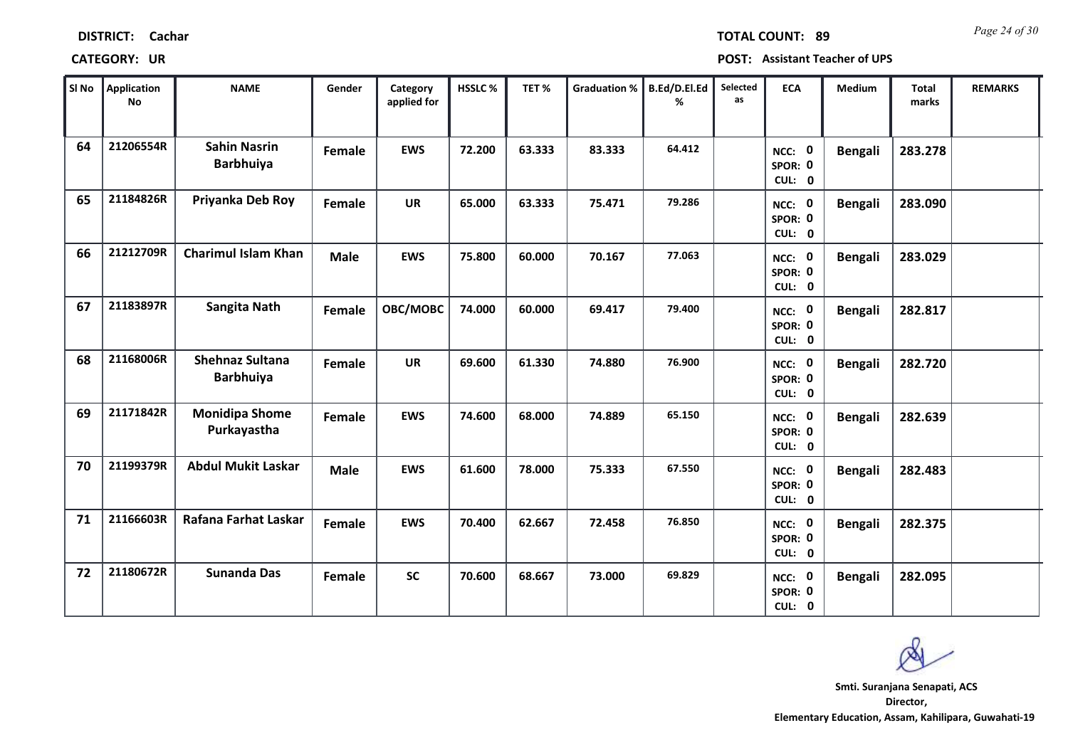**DISTRICT:** Cachar

**TOTAL COUNT:** 89

**CATEGORY:** UR

**POST:** Assistant Teacher of UPS

| Sl No | Application No | NAME | Gender | Category applied for | HSSLC % | TET % | Graduation % | B.Ed/D.El.Ed % | Selected as | ECA | Medium | Total marks | REMARKS |
|---|---|---|---|---|---|---|---|---|---|---|---|---|---|
| 64 | 21206554R | Sahin Nasrin Barbhuiya | Female | EWS | 72.200 | 63.333 | 83.333 | 64.412 | | NCC: 0 SPOR: 0 CUL: 0 | Bengali | 283.278 | |
| 65 | 21184826R | Priyanka Deb Roy | Female | UR | 65.000 | 63.333 | 75.471 | 79.286 | | NCC: 0 SPOR: 0 CUL: 0 | Bengali | 283.090 | |
| 66 | 21212709R | Charimul Islam Khan | Male | EWS | 75.800 | 60.000 | 70.167 | 77.063 | | NCC: 0 SPOR: 0 CUL: 0 | Bengali | 283.029 | |
| 67 | 21183897R | Sangita Nath | Female | OBC/MOBC | 74.000 | 60.000 | 69.417 | 79.400 | | NCC: 0 SPOR: 0 CUL: 0 | Bengali | 282.817 | |
| 68 | 21168006R | Shehnaz Sultana Barbhuiya | Female | UR | 69.600 | 61.330 | 74.880 | 76.900 | | NCC: 0 SPOR: 0 CUL: 0 | Bengali | 282.720 | |
| 69 | 21171842R | Monidipa Shome Purkayastha | Female | EWS | 74.600 | 68.000 | 74.889 | 65.150 | | NCC: 0 SPOR: 0 CUL: 0 | Bengali | 282.639 | |
| 70 | 21199379R | Abdul Mukit Laskar | Male | EWS | 61.600 | 78.000 | 75.333 | 67.550 | | NCC: 0 SPOR: 0 CUL: 0 | Bengali | 282.483 | |
| 71 | 21166603R | Rafana Farhat Laskar | Female | EWS | 70.400 | 62.667 | 72.458 | 76.850 | | NCC: 0 SPOR: 0 CUL: 0 | Bengali | 282.375 | |
| 72 | 21180672R | Sunanda Das | Female | SC | 70.600 | 68.667 | 73.000 | 69.829 | | NCC: 0 SPOR: 0 CUL: 0 | Bengali | 282.095 | |

**Smti. Suranjana Senapati, ACS**
**Director,**
**Elementary Education, Assam, Kahilipara, Guwahati-19**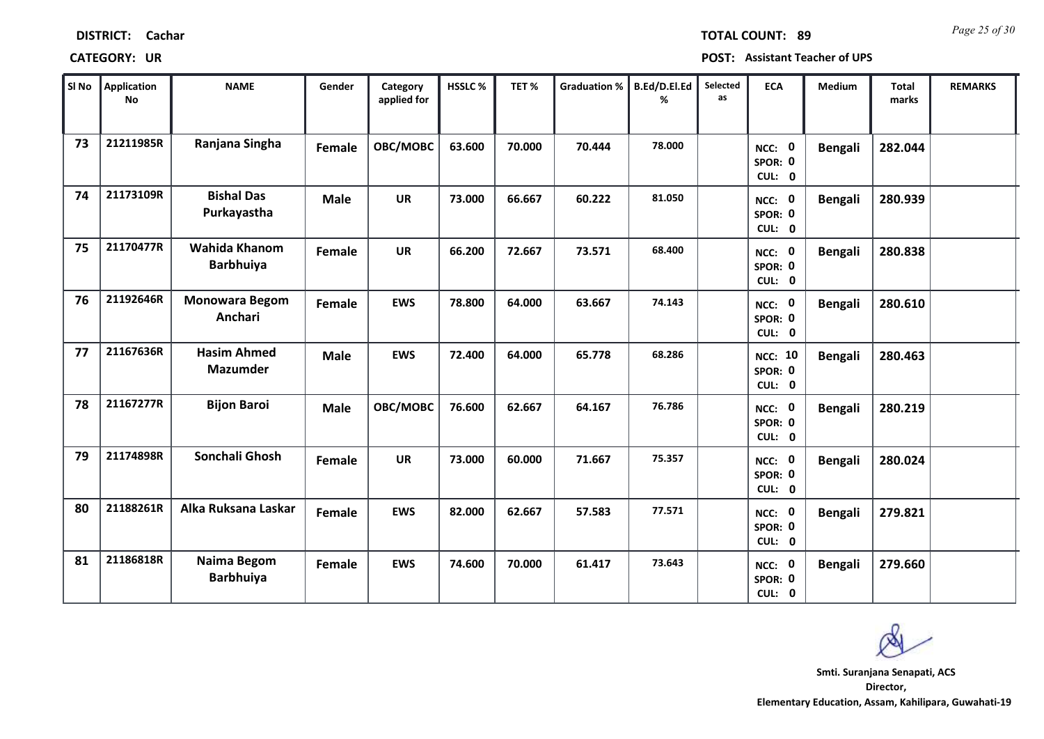**DISTRICT:** Cachar **TOTAL COUNT:** 89

**CATEGORY:** UR **POST:** Assistant Teacher of UPS

| Sl No | Application No | NAME | Gender | Category applied for | HSSLC % | TET % | Graduation % | B.Ed/D.El.Ed % | Selected as | ECA | Medium | Total marks | REMARKS |
|---|---|---|---|---|---|---|---|---|---|---|---|---|---|
| 73 | 21211985R | Ranjana Singha | Female | OBC/MOBC | 63.600 | 70.000 | 70.444 | 78.000 | | NCC: 0 SPOR: 0 CUL: 0 | Bengali | 282.044 | |
| 74 | 21173109R | Bishal Das Purkayastha | Male | UR | 73.000 | 66.667 | 60.222 | 81.050 | | NCC: 0 SPOR: 0 CUL: 0 | Bengali | 280.939 | |
| 75 | 21170477R | Wahida Khanom Barbhuiya | Female | UR | 66.200 | 72.667 | 73.571 | 68.400 | | NCC: 0 SPOR: 0 CUL: 0 | Bengali | 280.838 | |
| 76 | 21192646R | Monowara Begom Anchari | Female | EWS | 78.800 | 64.000 | 63.667 | 74.143 | | NCC: 0 SPOR: 0 CUL: 0 | Bengali | 280.610 | |
| 77 | 21167636R | Hasim Ahmed Mazumder | Male | EWS | 72.400 | 64.000 | 65.778 | 68.286 | | NCC: 10 SPOR: 0 CUL: 0 | Bengali | 280.463 | |
| 78 | 21167277R | Bijon Baroi | Male | OBC/MOBC | 76.600 | 62.667 | 64.167 | 76.786 | | NCC: 0 SPOR: 0 CUL: 0 | Bengali | 280.219 | |
| 79 | 21174898R | Sonchali Ghosh | Female | UR | 73.000 | 60.000 | 71.667 | 75.357 | | NCC: 0 SPOR: 0 CUL: 0 | Bengali | 280.024 | |
| 80 | 21188261R | Alka Ruksana Laskar | Female | EWS | 82.000 | 62.667 | 57.583 | 77.571 | | NCC: 0 SPOR: 0 CUL: 0 | Bengali | 279.821 | |
| 81 | 21186818R | Naima Begom Barbhuiya | Female | EWS | 74.600 | 70.000 | 61.417 | 73.643 | | NCC: 0 SPOR: 0 CUL: 0 | Bengali | 279.660 | |

**Smti. Suranjana Senapati, ACS**
**Director,**
**Elementary Education, Assam, Kahilipara, Guwahati-19**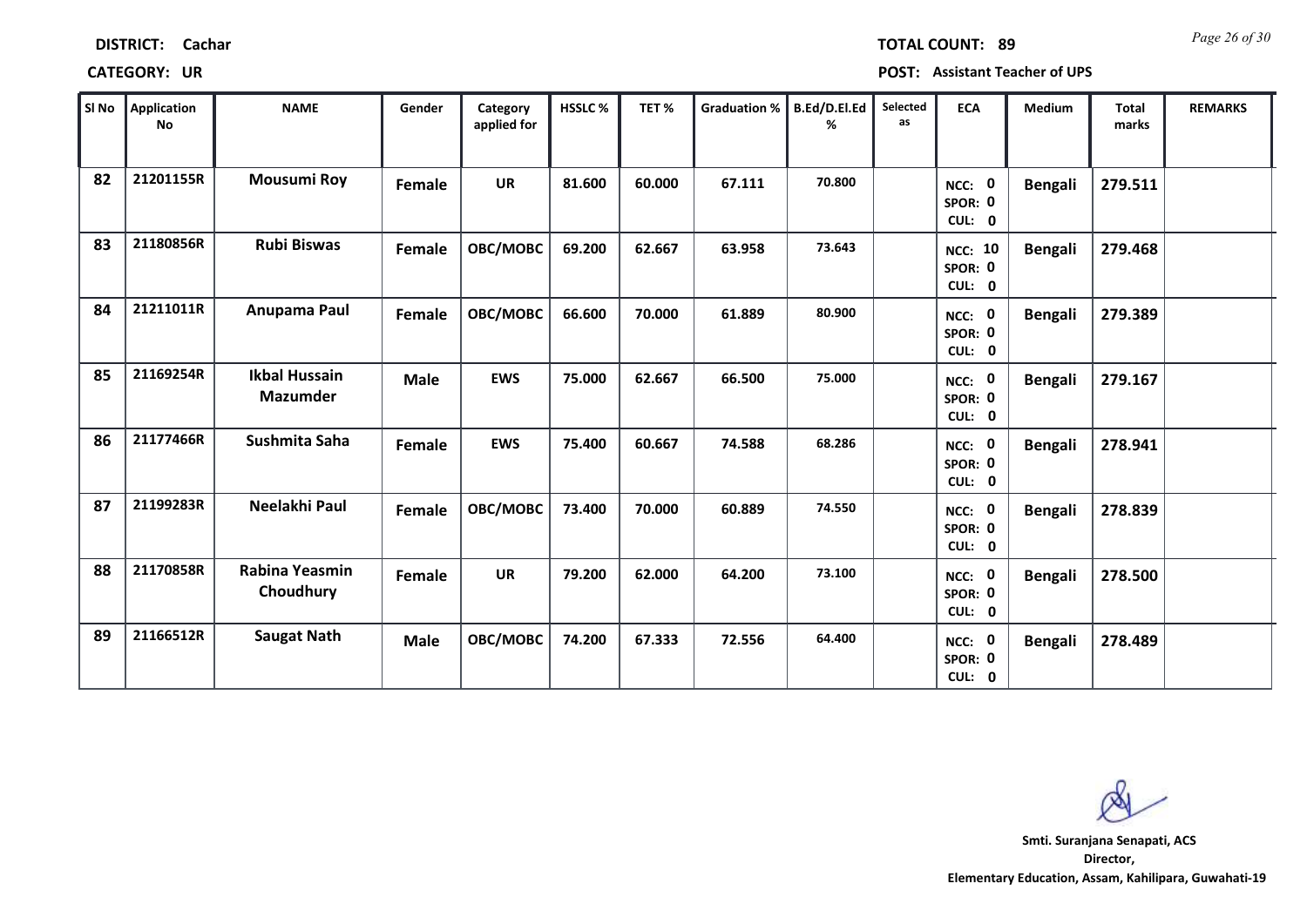**DISTRICT:** Cachar

**TOTAL COUNT:** 89

**CATEGORY:** UR

**POST:** Assistant Teacher of UPS

| Sl No | Application No | NAME | Gender | Category applied for | HSSLC % | TET % | Graduation % | B.Ed/D.El.Ed % | Selected as | ECA | Medium | Total marks | REMARKS |
|---|---|---|---|---|---|---|---|---|---|---|---|---|---|
| 82 | 21201155R | Mousumi Roy | Female | UR | 81.600 | 60.000 | 67.111 | 70.800 | | NCC: 0 SPOR: 0 CUL: 0 | Bengali | 279.511 | |
| 83 | 21180856R | Rubi Biswas | Female | OBC/MOBC | 69.200 | 62.667 | 63.958 | 73.643 | | NCC: 10 SPOR: 0 CUL: 0 | Bengali | 279.468 | |
| 84 | 21211011R | Anupama Paul | Female | OBC/MOBC | 66.600 | 70.000 | 61.889 | 80.900 | | NCC: 0 SPOR: 0 CUL: 0 | Bengali | 279.389 | |
| 85 | 21169254R | Ikbal Hussain Mazumder | Male | EWS | 75.000 | 62.667 | 66.500 | 75.000 | | NCC: 0 SPOR: 0 CUL: 0 | Bengali | 279.167 | |
| 86 | 21177466R | Sushmita Saha | Female | EWS | 75.400 | 60.667 | 74.588 | 68.286 | | NCC: 0 SPOR: 0 CUL: 0 | Bengali | 278.941 | |
| 87 | 21199283R | Neelakhi Paul | Female | OBC/MOBC | 73.400 | 70.000 | 60.889 | 74.550 | | NCC: 0 SPOR: 0 CUL: 0 | Bengali | 278.839 | |
| 88 | 21170858R | Rabina Yeasmin Choudhury | Female | UR | 79.200 | 62.000 | 64.200 | 73.100 | | NCC: 0 SPOR: 0 CUL: 0 | Bengali | 278.500 | |
| 89 | 21166512R | Saugat Nath | Male | OBC/MOBC | 74.200 | 67.333 | 72.556 | 64.400 | | NCC: 0 SPOR: 0 CUL: 0 | Bengali | 278.489 | |

**Smt. Suranjana Senapati, ACS**
**Director,**
**Elementary Education, Assam, Kahilipara, Guwahati-19**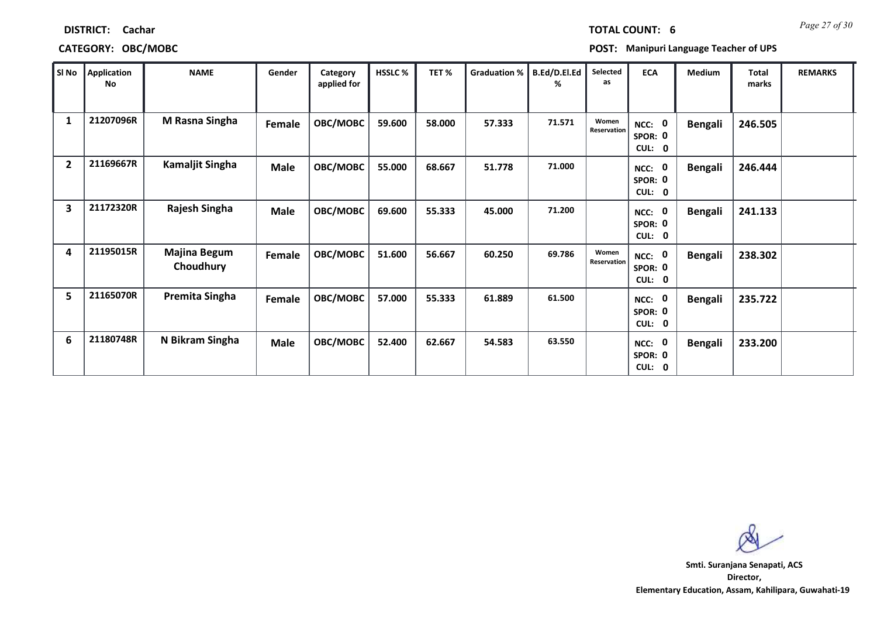**DISTRICT:** Cachar

**TOTAL COUNT:** 6

**CATEGORY:** OBC/MOBC

**POST:** Manipuri Language Teacher of UPS

| Sl No | Application No | NAME | Gender | Category applied for | HSSLC % | TET % | Graduation % | B.Ed/D.El.Ed % | Selected as | ECA | Medium | Total marks | REMARKS |
|---|---|---|---|---|---|---|---|---|---|---|---|---|---|
| 1 | 21207096R | M Rasna Singha | Female | OBC/MOBC | 59.600 | 58.000 | 57.333 | 71.571 | Women Reservation | NCC: 0 SPOR: 0 CUL: 0 | Bengali | 246.505 | |
| 2 | 21169667R | Kamaljit Singha | Male | OBC/MOBC | 55.000 | 68.667 | 51.778 | 71.000 | | NCC: 0 SPOR: 0 CUL: 0 | Bengali | 246.444 | |
| 3 | 21172320R | Rajesh Singha | Male | OBC/MOBC | 69.600 | 55.333 | 45.000 | 71.200 | | NCC: 0 SPOR: 0 CUL: 0 | Bengali | 241.133 | |
| 4 | 21195015R | Majina Begum Choudhury | Female | OBC/MOBC | 51.600 | 56.667 | 60.250 | 69.786 | Women Reservation | NCC: 0 SPOR: 0 CUL: 0 | Bengali | 238.302 | |
| 5 | 21165070R | Premita Singha | Female | OBC/MOBC | 57.000 | 55.333 | 61.889 | 61.500 | | NCC: 0 SPOR: 0 CUL: 0 | Bengali | 235.722 | |
| 6 | 21180748R | N Bikram Singha | Male | OBC/MOBC | 52.400 | 62.667 | 54.583 | 63.550 | | NCC: 0 SPOR: 0 CUL: 0 | Bengali | 233.200 | |

**Smti. Suranjana Senapati, ACS**
**Director,**
**Elementary Education, Assam, Kahilipara, Guwahati-19**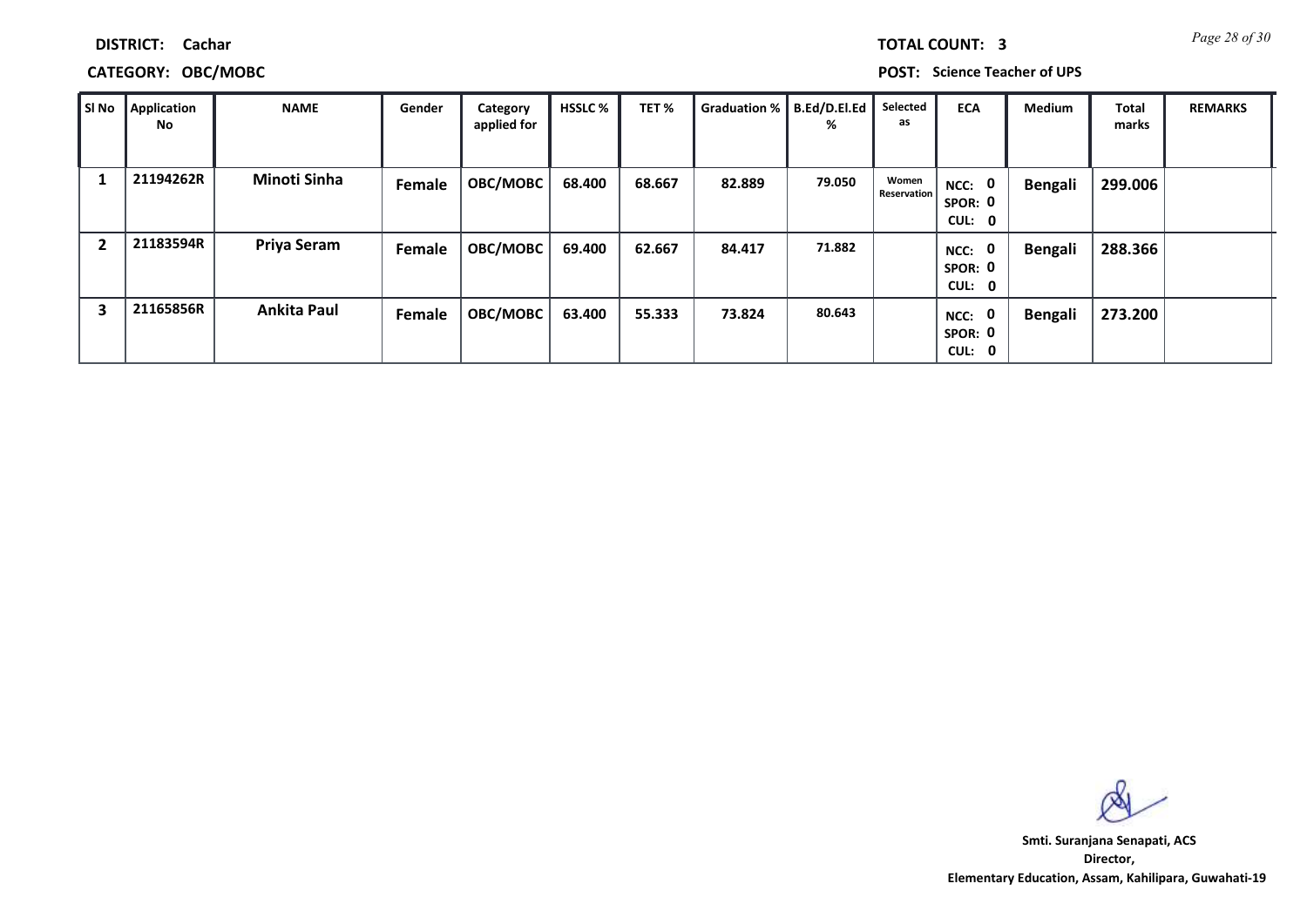**DISTRICT:** Cachar

**TOTAL COUNT:** 3

**CATEGORY:** OBC/MOBC

**POST:** Science Teacher of UPS

| Sl No | Application No | NAME | Gender | Category applied for | HSSLC % | TET % | Graduation % | B.Ed/D.El.Ed % | Selected as | ECA | Medium | Total marks | REMARKS |
|---|---|---|---|---|---|---|---|---|---|---|---|---|---|
| 1 | 21194262R | Minoti Sinha | Female | OBC/MOBC | 68.400 | 68.667 | 82.889 | 79.050 | Women Reservation | NCC: 0 SPOR: 0 CUL: 0 | Bengali | 299.006 | |
| 2 | 21183594R | Priya Seram | Female | OBC/MOBC | 69.400 | 62.667 | 84.417 | 71.882 | | NCC: 0 SPOR: 0 CUL: 0 | Bengali | 288.366 | |
| 3 | 21165856R | Ankita Paul | Female | OBC/MOBC | 63.400 | 55.333 | 73.824 | 80.643 | | NCC: 0 SPOR: 0 CUL: 0 | Bengali | 273.200 | |

**Smti. Suranjana Senapati, ACS**
**Director,**
**Elementary Education, Assam, Kahilipara, Guwahati-19**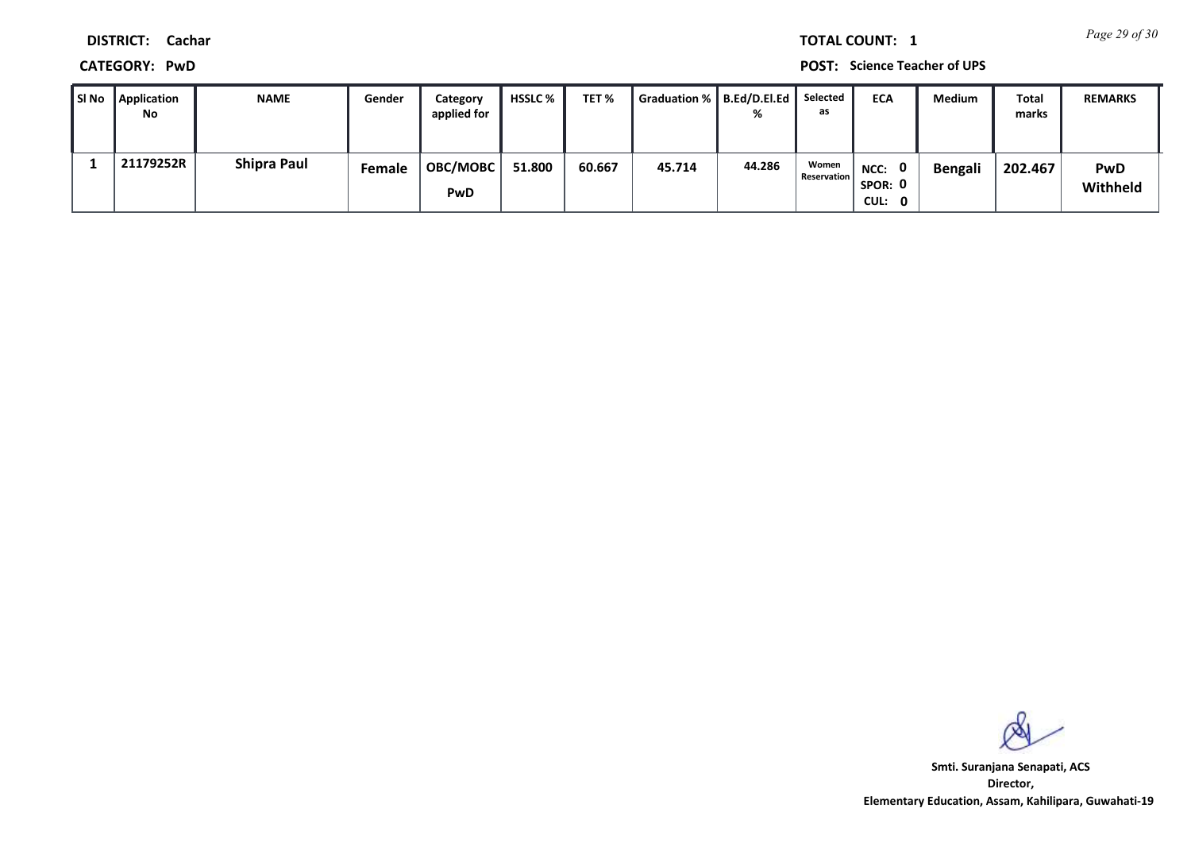**DISTRICT:** Cachar

**TOTAL COUNT:** 1

**CATEGORY:** PwD

**POST:** Science Teacher of UPS

| Sl No | Application No | NAME | Gender | Category applied for | HSSLC % | TET % | Graduation % | B.Ed/D.El.Ed % | Selected as | ECA | Medium | Total marks | REMARKS |
|---|---|---|---|---|---|---|---|---|---|---|---|---|---|
| 1 | 21179252R | Shipra Paul | Female | OBC/MOBC PwD | 51.800 | 60.667 | 45.714 | 44.286 | Women Reservation | NCC: 0 SPOR: 0 CUL: 0 | Bengali | 202.467 | PwD Withheld |

**Smti. Suranjana Senapati, ACS**
**Director,**
**Elementary Education, Assam, Kahilipara, Guwahati-19**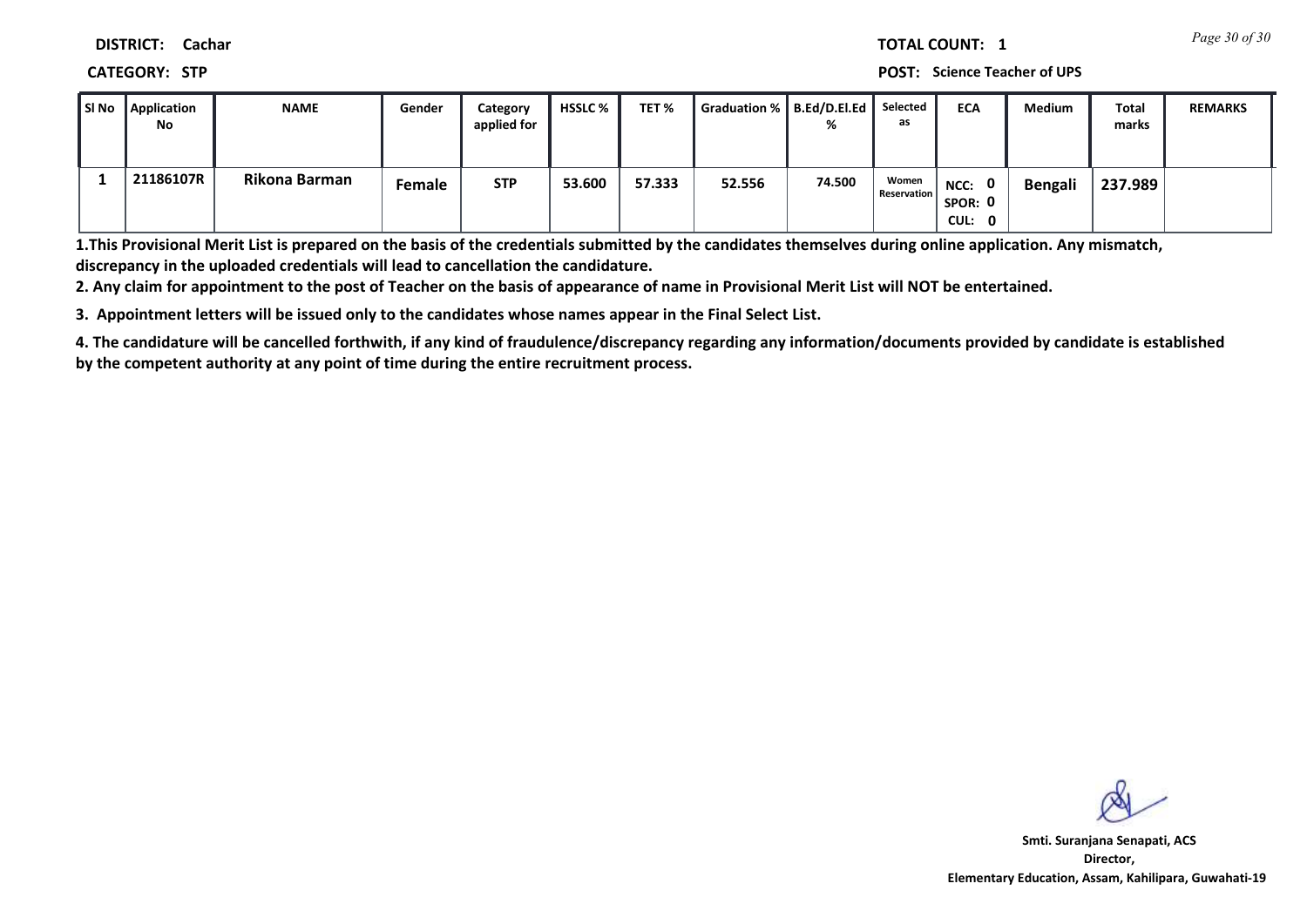**DISTRICT:** Cachar

**TOTAL COUNT:** 1

**CATEGORY:** STP

**POST:** Science Teacher of UPS

| Sl No | Application No | NAME | Gender | Category applied for | HSSLC % | TET % | Graduation % | B.Ed/D.El.Ed % | Selected as | ECA | Medium | Total marks | REMARKS |
|---|---|---|---|---|---|---|---|---|---|---|---|---|---|
| 1 | 21186107R | Rikona Barman | Female | STP | 53.600 | 57.333 | 52.556 | 74.500 | Women Reservation | NCC: 0 SPOR: 0 CUL: 0 | Bengali | 237.989 | |

**1.This Provisional Merit List is prepared on the basis of the credentials submitted by the candidates themselves during online application. Any mismatch, discrepancy in the uploaded credentials will lead to cancellation the candidature.**

**2. Any claim for appointment to the post of Teacher on the basis of appearance of name in Provisional Merit List will NOT be entertained.**

**3. Appointment letters will be issued only to the candidates whose names appear in the Final Select List.**

**4. The candidature will be cancelled forthwith, if any kind of fraudulence/discrepancy regarding any information/documents provided by candidate is established by the competent authority at any point of time during the entire recruitment process.**

**Smti. Suranjana Senapati, ACS**
**Director,**
**Elementary Education, Assam, Kahilipara, Guwahati-19**